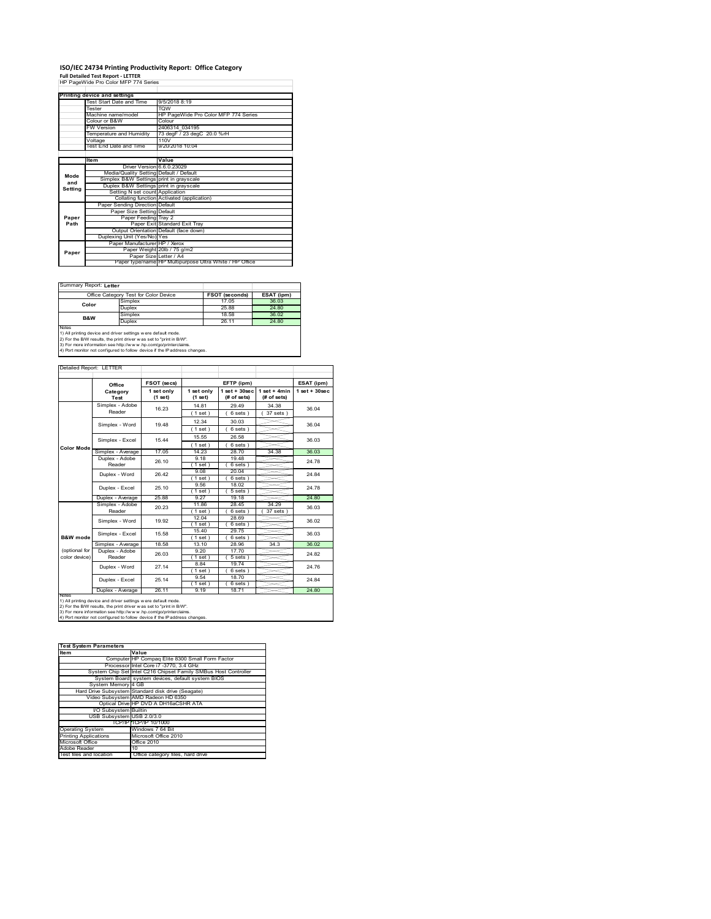# ISO/IEC 24734 Printing Productivity Report: Office Category

**Full Detailed Test Report - LETTER**

HP PageWide Pro Color MFP 774 Series

| Printing device and settings | |
|---|---|
| Test Start Date and Time | 9/5/2018 8:19 |
| Tester | TQW |
| Machine name/model | HP PageWide Pro Color MFP 774 Series |
| Colour or B&W | Colour |
| FW Version | 2406314_034195 |
| Temperature and Humidity | 73 degF / 23 degC 20.0 %rH |
| Voltage | 110V |
| Test End Date and Time | 9/20/2018 10:04 |

| | Item | Value |
|---|---|---|
| Mode and Setting | Driver Version | 6.6.0.23029 |
| | Media/Quality Setting | Default / Default |
| | Simplex B&W Settings | print in grayscale |
| | Duplex B&W Settings | print in grayscale |
| | Setting N set count | Application |
| | Collating function | Activated (application) |
| Paper Path | Paper Sending Direction | Default |
| | Paper Size Setting | Default |
| | Paper Feeding | Tray 2 |
| | Paper Exit | Standard Exit Tray |
| | Output Orientation | Default (face down) |
| | Duplexing Unit (Yes/No) | Yes |
| Paper | Paper Manufacturer | HP / Xerox |
| | Paper Weight | 20lb / 75 g/m2 |
| | Paper Size | Letter / A4 |
| | Paper type/name | HP Multipurpose Ultra White / HP Office |

Summary Report: **Letter**

| Office Category Test for Color Device | | FSOT (seconds) | ESAT (ipm) |
|---|---|---|---|
| Color | Simplex | 17.05 | 36.03 |
| | Duplex | 25.88 | 24.80 |
| B&W | Simplex | 18.58 | 36.02 |
| | Duplex | 26.11 | 24.80 |

Notes
1) All printing device and driver settings were default mode.
2) For the B/W results, the print driver was set to "print in B/W".
3) For more information see http://www.hp.com/go/printerclaims.
4) Port monitor not configured to follow device if the IP address changes.

Detailed Report: LETTER

| | Office Category Test | FSOT (secs) 1 set only (1 set) | EFTP (ipm) 1 set only (1 set) | EFTP (ipm) 1 set + 30sec (# of sets) | EFTP (ipm) 1 set + 4min (# of sets) | ESAT (ipm) 1 set + 30sec |
|---|---|---|---|---|---|---|
| Color Mode | Simplex - Adobe Reader | 16.23 | 14.81 (1 set) | 29.49 (6 sets) | 34.38 (37 sets) | 36.04 |
| | Simplex - Word | 19.48 | 12.34 (1 set) | 30.03 (6 sets) | | 36.04 |
| | Simplex - Excel | 15.44 | 15.55 (1 set) | 26.58 (6 sets) | | 36.03 |
| | Simplex - Average | 17.05 | 14.23 | 28.70 | 34.38 | 36.03 |
| | Duplex - Adobe Reader | 26.10 | 9.18 (1 set) | 19.48 (6 sets) | | 24.78 |
| | Duplex - Word | 26.42 | 9.08 (1 set) | 20.04 (6 sets) | | 24.84 |
| | Duplex - Excel | 25.10 | 9.56 (1 set) | 18.02 (5 sets) | | 24.78 |
| | Duplex - Average | 25.88 | 9.27 | 19.18 | | 24.80 |
| B&W mode (optional for color device) | Simplex - Adobe Reader | 20.23 | 11.86 (1 set) | 28.45 (6 sets) | 34.29 (37 sets) | 36.03 |
| | Simplex - Word | 19.92 | 12.04 (1 set) | 28.69 (6 sets) | | 36.02 |
| | Simplex - Excel | 15.58 | 15.40 (1 set) | 29.75 (6 sets) | | 36.03 |
| | Simplex - Average | 18.58 | 13.10 | 28.96 | 34.3 | 36.02 |
| | Duplex - Adobe Reader | 26.03 | 9.20 (1 set) | 17.70 (5 sets) | | 24.82 |
| | Duplex - Word | 27.14 | 8.84 (1 set) | 19.74 (6 sets) | | 24.76 |
| | Duplex - Excel | 25.14 | 9.54 (1 set) | 18.70 (6 sets) | | 24.84 |
| | Duplex - Average | 26.11 | 9.19 | 18.71 | | 24.80 |

Notes
1) All printing device and driver settings were default mode.
2) For the B/W results, the print driver was set to "print in B/W".
3) For more information see http://www.hp.com/go/printerclaims.
4) Port monitor not configured to follow device if the IP address changes.

| Test System Parameters | |
|---|---|
| **Item** | **Value** |
| Computer | HP Compaq Elite 8300 Small Form Factor |
| Processor | Intel Core i7 -3770, 3.4 GHz |
| System Chip Set | Intel C216 Chipset Family SMBus Host Controller |
| System Board | system devices, default system BIOS |
| System Memory | 4 GB |
| Hard Drive Subsystem | Standard disk drive (Seagate) |
| Video Subsystem | AMD Radeon HD 6350 |
| Optical Drive | HP DVD A DH16aCSHR ATA |
| I/O Subsystem | Builtin |
| USB Subsystem | USB 2.0/3.0 |
| TCP/IP | TCP/IP 10/1000 |
| Operating System | Windows 7 64 Bit |
| Printing Applications | Microsoft Office 2010 |
| Microsoft Office | Office 2010 |
| Adobe Reader | 10 |
| Test files and location | Office category files, hard drive |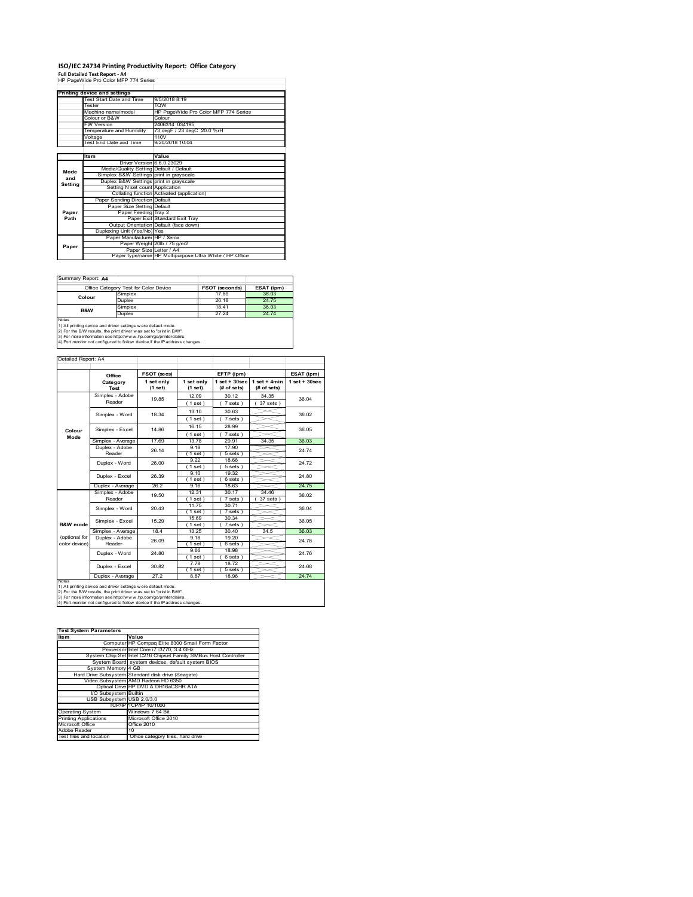# ISO/IEC 24734 Printing Productivity Report: Office Category

**Full Detailed Test Report - A4**

HP PageWide Pro Color MFP 774 Series

| Printing device and settings | |
|---|---|
| Test Start Date and Time | 9/5/2018 8:19 |
| Tester | TQW |
| Machine name/model | HP PageWide Pro Color MFP 774 Series |
| Colour or B&W | Colour |
| FW Version | 2406314_034195 |
| Temperature and Humidity | 73 degF / 23 degC 20.0 %rH |
| Voltage | 110V |
| Test End Date and Time | 9/20/2018 10:04 |

| | Item | Value |
|---|---|---|
| Mode and Setting | Driver Version | 6.6.0.23029 |
| | Media/Quality Setting | Default / Default |
| | Simplex B&W Settings | print in grayscale |
| | Duplex B&W Settings | print in grayscale |
| | Setting N set count | Application |
| | Collating function | Activated (application) |
| Paper Path | Paper Sending Direction | Default |
| | Paper Size Setting | Default |
| | Paper Feeding | Tray 2 |
| | Paper Exit | Standard Exit Tray |
| | Output Orientation | Default (face down) |
| | Duplexing Unit (Yes/No) | Yes |
| Paper | Paper Manufacturer | HP / Xerox |
| | Paper Weight | 20lb / 75 g/m2 |
| | Paper Size | Letter / A4 |
| | Paper type/name | HP Multipurpose Ultra White / HP Office |

Summary Report: **A4**

| Office Category Test for Color Device | | FSOT (seconds) | ESAT (ipm) |
|---|---|---|---|
| Colour | Simplex | 17.69 | 36.03 |
| | Duplex | 26.18 | 24.75 |
| B&W | Simplex | 18.41 | 36.03 |
| | Duplex | 27.24 | 24.74 |

Notes
1) All printing device and driver settings were default mode.
2) For the B/W results, the print driver was set to "print in B/W".
3) For more information see http://www.hp.com/go/printerclaims.
4) Port monitor not configured to follow device if the IP address changes.

Detailed Report: A4

| | Office Category Test | FSOT (secs) 1 set only (1 set) | EFTP (ipm) 1 set only (1 set) | EFTP (ipm) 1 set + 30sec (# of sets) | EFTP (ipm) 1 set + 4min (# of sets) | ESAT (ipm) 1 set + 30sec |
|---|---|---|---|---|---|---|
| Colour Mode | Simplex - Adobe Reader | 19.85 | 12.09 (1 set) | 30.12 (7 sets) | 34.35 (37 sets) | 36.04 |
| | Simplex - Word | 18.34 | 13.10 (1 set) | 30.63 (7 sets) | | 36.02 |
| | Simplex - Excel | 14.86 | 16.15 (1 set) | 28.99 (7 sets) | | 36.05 |
| | Simplex - Average | 17.69 | 13.78 | 29.91 | 34.35 | 36.03 |
| | Duplex - Adobe Reader | 26.14 | 9.18 (1 set) | 17.90 (5 sets) | | 24.74 |
| | Duplex - Word | 26.00 | 9.22 (1 set) | 18.68 (5 sets) | | 24.72 |
| | Duplex - Excel | 26.39 | 9.10 (1 set) | 19.32 (6 sets) | | 24.80 |
| | Duplex - Average | 26.2 | 9.16 | 18.63 | | 24.75 |
| B&W mode (optional for color device) | Simplex - Adobe Reader | 19.50 | 12.31 (1 set) | 30.17 (7 sets) | 34.46 (37 sets) | 36.02 |
| | Simplex - Word | 20.43 | 11.75 (1 set) | 30.71 (7 sets) | | 36.04 |
| | Simplex - Excel | 15.29 | 15.69 (1 set) | 30.34 (7 sets) | | 36.05 |
| | Simplex - Average | 18.4 | 13.25 | 30.40 | 34.5 | 36.03 |
| | Duplex - Adobe Reader | 26.09 | 9.18 (1 set) | 19.20 (6 sets) | | 24.78 |
| | Duplex - Word | 24.80 | 9.66 (1 set) | 18.98 (6 sets) | | 24.76 |
| | Duplex - Excel | 30.82 | 7.78 (1 set) | 18.72 (5 sets) | | 24.68 |
| | Duplex - Average | 27.2 | 8.87 | 18.96 | | 24.74 |

Notes
1) All printing device and driver settings were default mode.
2) For the B/W results, the print driver was set to "print in B/W".
3) For more information see http://www.hp.com/go/printerclaims.
4) Port monitor not configured to follow device if the IP address changes.

| Test System Parameters | |
|---|---|
| **Item** | **Value** |
| Computer | HP Compaq Elite 8300 Small Form Factor |
| Processor | Intel Core i7 -3770, 3.4 GHz |
| System Chip Set | Intel C216 Chipset Family SMBus Host Controller |
| System Board | system devices, default system BIOS |
| System Memory | 4 GB |
| Hard Drive Subsystem | Standard disk drive (Seagate) |
| Video Subsystem | AMD Radeon HD 6350 |
| Optical Drive | HP DVD A DH16aCSHR ATA |
| I/O Subsystem | Builtin |
| USB Subsystem | USB 2.0/3.0 |
| TCP/IP | TCP/IP 10/1000 |
| Operating System | Windows 7 64 Bit |
| Printing Applications | Microsoft Office 2010 |
| Microsoft Office | Office 2010 |
| Adobe Reader | 10 |
| Test files and location | Office category files, hard drive |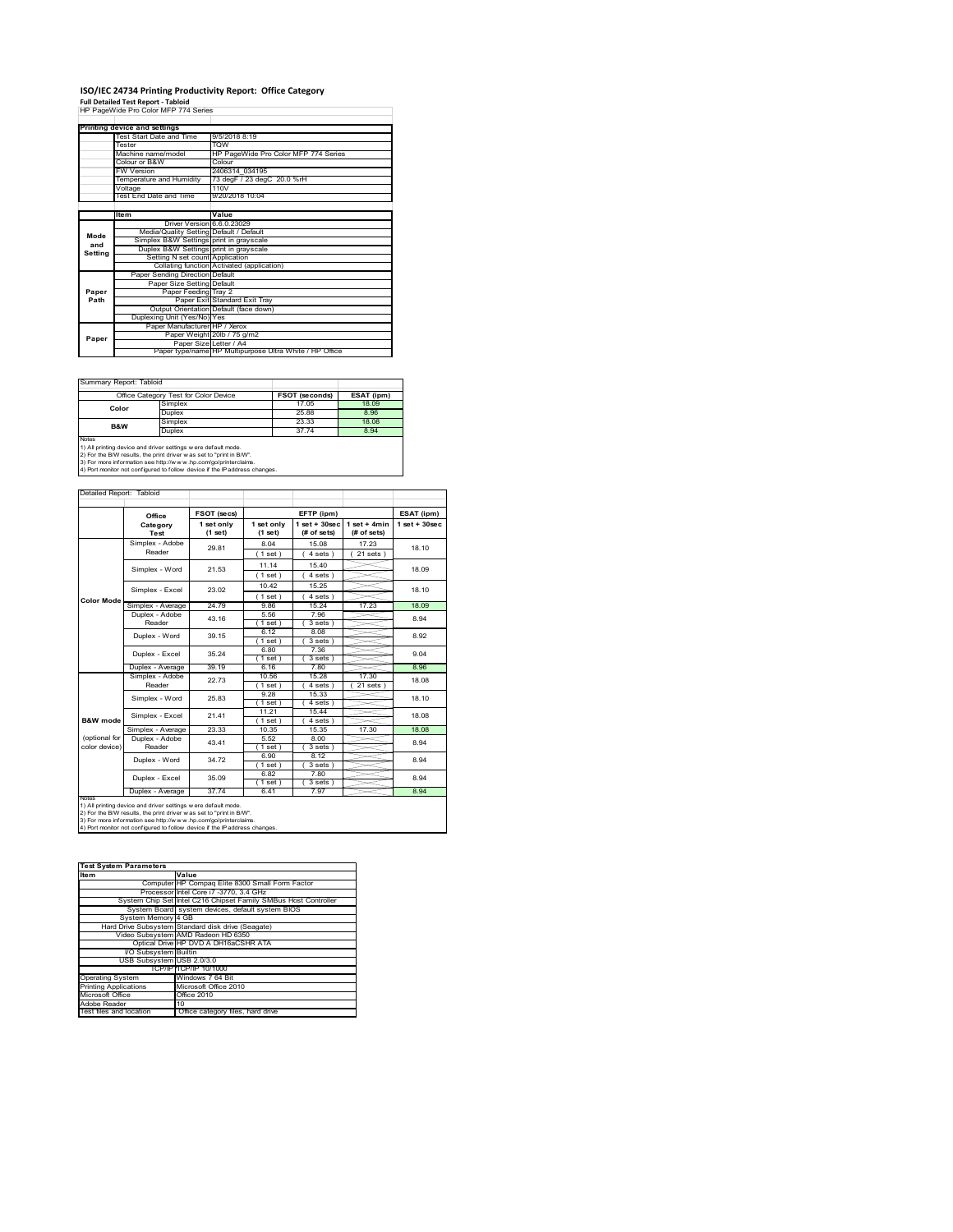# ISO/IEC 24734 Printing Productivity Report: Office Category

**Full Detailed Test Report - Tabloid**

HP PageWide Pro Color MFP 774 Series

| Printing device and settings | |
|---|---|
| Test Start Date and Time | 9/5/2018 8:19 |
| Tester | TQW |
| Machine name/model | HP PageWide Pro Color MFP 774 Series |
| Colour or B&W | Colour |
| FW Version | 2406314_034195 |
| Temperature and Humidity | 73 degF / 23 degC 20.0 %rH |
| Voltage | 110V |
| Test End Date and Time | 9/20/2018 10:04 |

| | Item | Value |
|---|---|---|
| Mode and Setting | Driver Version | 6.6.0.23029 |
| | Media/Quality Setting | Default / Default |
| | Simplex B&W Settings | print in grayscale |
| | Duplex B&W Settings | print in grayscale |
| | Setting N set count | Application |
| | Collating function | Activated (application) |
| Paper Path | Paper Sending Direction | Default |
| | Paper Size Setting | Default |
| | Paper Feeding | Tray 2 |
| | Paper Exit | Standard Exit Tray |
| | Output Orientation | Default (face down) |
| | Duplexing Unit (Yes/No) | Yes |
| Paper | Paper Manufacturer | HP / Xerox |
| | Paper Weight | 20lb / 75 g/m2 |
| | Paper Size | Letter / A4 |
| | Paper type/name | HP Multipurpose Ultra White / HP Office |

Summary Report: Tabloid

| Office Category Test for Color Device | | FSOT (seconds) | ESAT (ipm) |
|---|---|---|---|
| Color | Simplex | 17.05 | 18.09 |
| | Duplex | 25.88 | 8.96 |
| B&W | Simplex | 23.33 | 18.08 |
| | Duplex | 37.74 | 8.94 |

Notes
1) All printing device and driver settings were default mode.
2) For the B/W results, the print driver was set to "print in B/W".
3) For more information see http://www.hp.com/go/printerclaims.
4) Port monitor not configured to follow device if the IP address changes.

Detailed Report: Tabloid

| | Office Category Test | FSOT (secs) 1 set only (1 set) | EFTP (ipm) 1 set only (1 set) | EFTP (ipm) 1 set + 30sec (# of sets) | EFTP (ipm) 1 set + 4min (# of sets) | ESAT (ipm) 1 set + 30sec |
|---|---|---|---|---|---|---|
| Color Mode | Simplex - Adobe Reader | 29.81 | 8.04 (1 set) | 15.08 (4 sets) | 17.23 (21 sets) | 18.10 |
| | Simplex - Word | 21.53 | 11.14 (1 set) | 15.40 (4 sets) | | 18.09 |
| | Simplex - Excel | 23.02 | 10.42 (1 set) | 15.25 (4 sets) | | 18.10 |
| | Simplex - Average | 24.79 | 9.86 | 15.24 | 17.23 | 18.09 |
| | Duplex - Adobe Reader | 43.16 | 5.56 (1 set) | 7.96 (3 sets) | | 8.94 |
| | Duplex - Word | 39.15 | 6.12 (1 set) | 8.08 (3 sets) | | 8.92 |
| | Duplex - Excel | 35.24 | 6.80 (1 set) | 7.36 (3 sets) | | 9.04 |
| | Duplex - Average | 39.19 | 6.16 | 7.80 | | 8.96 |
| B&W mode (optional for color device) | Simplex - Adobe Reader | 22.73 | 10.56 (1 set) | 15.28 (4 sets) | 17.30 (21 sets) | 18.08 |
| | Simplex - Word | 25.83 | 9.28 (1 set) | 15.33 (4 sets) | | 18.10 |
| | Simplex - Excel | 21.41 | 11.21 (1 set) | 15.44 (4 sets) | | 18.08 |
| | Simplex - Average | 23.33 | 10.35 | 15.35 | 17.30 | 18.08 |
| | Duplex - Adobe Reader | 43.41 | 5.52 (1 set) | 8.00 (3 sets) | | 8.94 |
| | Duplex - Word | 34.72 | 6.90 (1 set) | 8.12 (3 sets) | | 8.94 |
| | Duplex - Excel | 35.09 | 6.82 (1 set) | 7.80 (3 sets) | | 8.94 |
| | Duplex - Average | 37.74 | 6.41 | 7.97 | | 8.94 |

Notes
1) All printing device and driver settings were default mode.
2) For the B/W results, the print driver was set to "print in B/W".
3) For more information see http://www.hp.com/go/printerclaims.
4) Port monitor not configured to follow device if the IP address changes.

| Test System Parameters | |
|---|---|
| Item | Value |
| Computer | HP Compaq Elite 8300 Small Form Factor |
| Processor | Intel Core i7 -3770, 3.4 GHz |
| System Chip Set | Intel C216 Chipset Family SMBus Host Controller |
| System Board | system devices, default system BIOS |
| System Memory | 4 GB |
| Hard Drive Subsystem | Standard disk drive (Seagate) |
| Video Subsystem | AMD Radeon HD 6350 |
| Optical Drive | HP DVD A DH16aCSHR ATA |
| I/O Subsystem | Builtin |
| USB Subsystem | USB 2.0/3.0 |
| TCP/IP | TCP/IP 10/1000 |
| Operating System | Windows 7 64 Bit |
| Printing Applications | Microsoft Office 2010 |
| Microsoft Office | Office 2010 |
| Adobe Reader | 10 |
| Test files and location | Office category files, hard drive |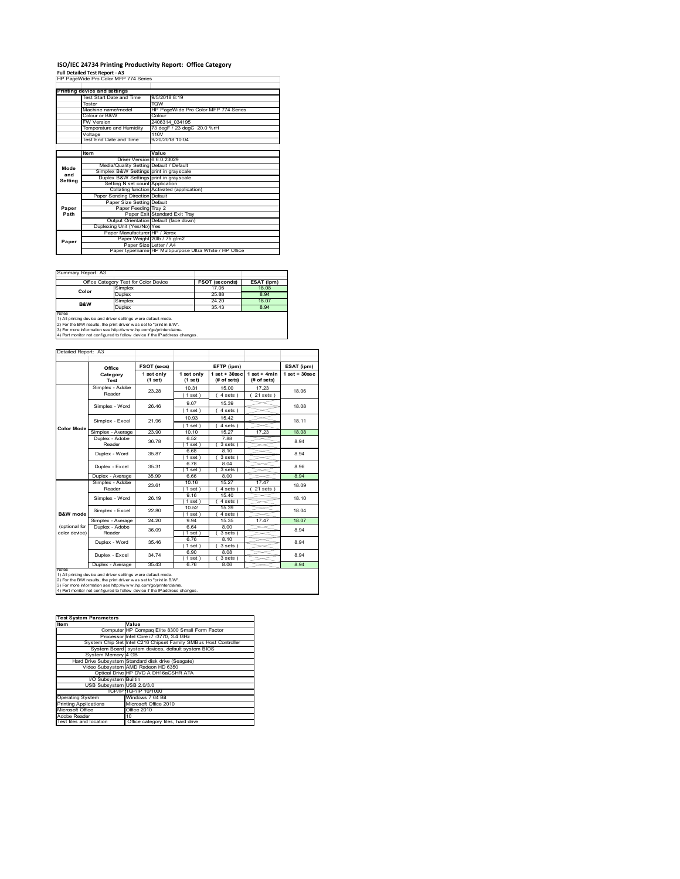# ISO/IEC 24734 Printing Productivity Report: Office Category

**Full Detailed Test Report - A3**

HP PageWide Pro Color MFP 774 Series

| Printing device and settings | |
|---|---|
| Test Start Date and Time | 9/5/2018 8:19 |
| Tester | TQW |
| Machine name/model | HP PageWide Pro Color MFP 774 Series |
| Colour or B&W | Colour |
| FW Version | 2406314_034195 |
| Temperature and Humidity | 73 degF / 23 degC 20.0 %rH |
| Voltage | 110V |
| Test End Date and Time | 9/20/2018 10:04 |

| | Item | Value |
|---|---|---|
| Mode and Setting | Driver Version | 6.6.0.23029 |
| | Media/Quality Setting | Default / Default |
| | Simplex B&W Settings | print in grayscale |
| | Duplex B&W Settings | print in grayscale |
| | Setting N set count | Application |
| | Collating function | Activated (application) |
| Paper Path | Paper Sending Direction | Default |
| | Paper Size Setting | Default |
| | Paper Feeding | Tray 2 |
| | Paper Exit | Standard Exit Tray |
| | Output Orientation | Default (face down) |
| | Duplexing Unit (Yes/No) | Yes |
| Paper | Paper Manufacturer | HP / Xerox |
| | Paper Weight | 20lb / 75 g/m2 |
| | Paper Size | Letter / A4 |
| | Paper type/name | HP Multipurpose Ultra White / HP Office |

Summary Report: A3

| Office Category Test for Color Device | | FSOT (seconds) | ESAT (ipm) |
|---|---|---|---|
| Color | Simplex | 17.05 | 18.08 |
| | Duplex | 25.88 | 8.94 |
| B&W | Simplex | 24.20 | 18.07 |
| | Duplex | 35.43 | 8.94 |

Notes
1) All printing device and driver settings were default mode.
2) For the B/W results, the print driver was set to "print in B/W".
3) For more information see http://www.hp.com/go/printerclaims.
4) Port monitor not configured to follow device if the IP address changes.

Detailed Report: A3

| | Office Category Test | FSOT (secs) 1 set only (1 set) | EFTP (ipm) 1 set only (1 set) | EFTP (ipm) 1 set + 30sec (# of sets) | EFTP (ipm) 1 set + 4min (# of sets) | ESAT (ipm) 1 set + 30sec |
|---|---|---|---|---|---|---|
| Color Mode | Simplex - Adobe Reader | 23.28 | 10.31 (1 set) | 15.00 (4 sets) | 17.23 (21 sets) | 18.06 |
| | Simplex - Word | 26.46 | 9.07 (1 set) | 15.39 (4 sets) | | 18.08 |
| | Simplex - Excel | 21.96 | 10.93 (1 set) | 15.42 (4 sets) | | 18.11 |
| | Simplex - Average | 23.90 | 10.10 | 15.27 | 17.23 | 18.08 |
| | Duplex - Adobe Reader | 36.78 | 6.52 (1 set) | 7.88 (3 sets) | | 8.94 |
| | Duplex - Word | 35.87 | 6.68 (1 set) | 8.10 (3 sets) | | 8.94 |
| | Duplex - Excel | 35.31 | 6.78 (1 set) | 8.04 (3 sets) | | 8.96 |
| | Duplex - Average | 35.99 | 6.66 | 8.00 | | 8.94 |
| B&W mode (optional for color device) | Simplex - Adobe Reader | 23.61 | 10.16 (1 set) | 15.27 (4 sets) | 17.47 (21 sets) | 18.09 |
| | Simplex - Word | 26.19 | 9.16 (1 set) | 15.40 (4 sets) | | 18.10 |
| | Simplex - Excel | 22.80 | 10.52 (1 set) | 15.39 (4 sets) | | 18.04 |
| | Simplex - Average | 24.20 | 9.94 | 15.35 | 17.47 | 18.07 |
| | Duplex - Adobe Reader | 36.09 | 6.64 (1 set) | 8.00 (3 sets) | | 8.94 |
| | Duplex - Word | 35.46 | 6.76 (1 set) | 8.10 (3 sets) | | 8.94 |
| | Duplex - Excel | 34.74 | 6.90 (1 set) | 8.08 (3 sets) | | 8.94 |
| | Duplex - Average | 35.43 | 6.76 | 8.06 | | 8.94 |

Notes
1) All printing device and driver settings were default mode.
2) For the B/W results, the print driver was set to "print in B/W".
3) For more information see http://www.hp.com/go/printerclaims.
4) Port monitor not configured to follow device if the IP address changes.

| Test System Parameters | |
|---|---|
| **Item** | **Value** |
| Computer | HP Compaq Elite 8300 Small Form Factor |
| Processor | Intel Core i7 -3770, 3.4 GHz |
| System Chip Set | Intel C216 Chipset Family SMBus Host Controller |
| System Board | system devices, default system BIOS |
| System Memory | 4 GB |
| Hard Drive Subsystem | Standard disk drive (Seagate) |
| Video Subsystem | AMD Radeon HD 6350 |
| Optical Drive | HP DVD A DH16aCSHR ATA |
| I/O Subsystem | Builtin |
| USB Subsystem | USB 2.0/3.0 |
| TCP/IP | TCP/IP 10/1000 |
| Operating System | Windows 7 64 Bit |
| Printing Applications | Microsoft Office 2010 |
| Microsoft Office | Office 2010 |
| Adobe Reader | 10 |
| Test files and location | Office category files, hard drive |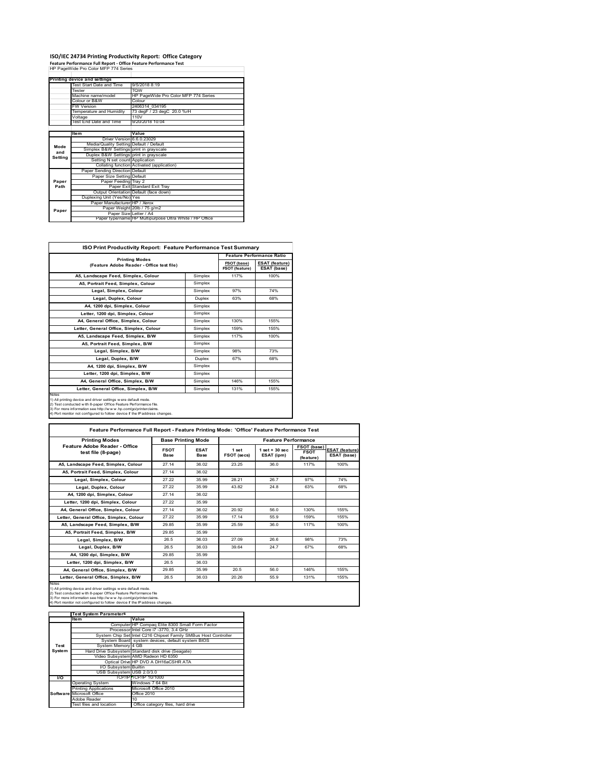# ISO/IEC 24734 Printing Productivity Report: Office Category

**Feature Performance Full Report - Office Feature Performance Test**

HP PageWide Pro Color MFP 774 Series

| Printing device and settings | |
|---|---|
| Test Start Date and Time | 9/5/2018 8:19 |
| Tester | TQW |
| Machine name/model | HP PageWide Pro Color MFP 774 Series |
| Colour or B&W | Colour |
| FW Version | 2406314_034195 |
| Temperature and Humidity | 73 degF / 23 degC 20.0 %rH |
| Voltage | 110V |
| Test End Date and Time | 9/20/2018 10:04 |

| | Item | Value |
|---|---|---|
| Mode and Setting | Driver Version | 6.6.0.23029 |
| | Media/Quality Setting | Default / Default |
| | Simplex B&W Settings | print in grayscale |
| | Duplex B&W Settings | print in grayscale |
| | Setting N set count | Application |
| | Collating function | Activated (application) |
| Paper Path | Paper Sending Direction | Default |
| | Paper Size Setting | Default |
| | Paper Feeding | Tray 2 |
| | Paper Exit | Standard Exit Tray |
| | Output Orientation | Default (face down) |
| | Duplexing Unit (Yes/No) | Yes |
| Paper | Paper Manufacturer | HP / Xerox |
| | Paper Weight | 20lb / 75 g/m2 |
| | Paper Size | Letter / A4 |
| | Paper type/name | HP Multipurpose Ultra White / HP Office |

## ISO Print Productivity Report: Feature Performance Test Summary

| Printing Modes (Feature Adobe Reader - Office test file) | | Feature Performance Ratio | |
|---|---|---|---|
| | | FSOT (base) / FSOT (feature) | ESAT (feature) / ESAT (base) |
| A5, Landscape Feed, Simplex, Colour | Simplex | 117% | 100% |
| A5, Portrait Feed, Simplex, Colour | Simplex | | |
| Legal, Simplex, Colour | Simplex | 97% | 74% |
| Legal, Duplex, Colour | Duplex | 63% | 68% |
| A4, 1200 dpi, Simplex, Colour | Simplex | | |
| Letter, 1200 dpi, Simplex, Colour | Simplex | | |
| A4, General Office, Simplex, Colour | Simplex | 130% | 155% |
| Letter, General Office, Simplex, Colour | Simplex | 159% | 155% |
| A5, Landscape Feed, Simplex, B/W | Simplex | 117% | 100% |
| A5, Portrait Feed, Simplex, B/W | Simplex | | |
| Legal, Simplex, B/W | Simplex | 98% | 73% |
| Legal, Duplex, B/W | Duplex | 67% | 68% |
| A4, 1200 dpi, Simplex, B/W | Simplex | | |
| Letter, 1200 dpi, Simplex, B/W | Simplex | | |
| A4, General Office, Simplex, B/W | Simplex | 146% | 155% |
| Letter, General Office, Simplex, B/W | Simplex | 131% | 155% |

Notes
1) All printing device and driver settings were default mode.
2) Test conducted with 8-paper Office Feature Performance file.
3) For more information see http://www.hp.com/go/printerclaims.
4) Port monitor not configured to follow device if the IP address changes.

## Feature Performance Full Report - Feature Printing Mode: 'Office' Feature Performance Test

| Printing Modes Feature Adobe Reader - Office test file (8-page) | Base Printing Mode | | Feature Performance | | | |
|---|---|---|---|---|---|---|
| | FSOT Base | ESAT Base | 1 set FSOT (secs) | 1 set + 30 sec ESAT (ipm) | FSOT (base) / FSOT (feature) | ESAT (feature) / ESAT (base) |
| A5, Landscape Feed, Simplex, Colour | 27.14 | 36.02 | 23.25 | 36.0 | 117% | 100% |
| A5, Portrait Feed, Simplex, Colour | 27.14 | 36.02 | | | | |
| Legal, Simplex, Colour | 27.22 | 35.99 | 28.21 | 26.7 | 97% | 74% |
| Legal, Duplex, Colour | 27.22 | 35.99 | 43.82 | 24.8 | 63% | 68% |
| A4, 1200 dpi, Simplex, Colour | 27.14 | 36.02 | | | | |
| Letter, 1200 dpi, Simplex, Colour | 27.22 | 35.99 | | | | |
| A4, General Office, Simplex, Colour | 27.14 | 36.02 | 20.92 | 56.0 | 130% | 155% |
| Letter, General Office, Simplex, Colour | 27.22 | 35.99 | 17.14 | 55.9 | 159% | 155% |
| A5, Landscape Feed, Simplex, B/W | 29.85 | 35.99 | 25.59 | 36.0 | 117% | 100% |
| A5, Portrait Feed, Simplex, B/W | 29.85 | 35.99 | | | | |
| Legal, Simplex, B/W | 26.5 | 36.03 | 27.09 | 26.6 | 98% | 73% |
| Legal, Duplex, B/W | 26.5 | 36.03 | 39.64 | 24.7 | 67% | 68% |
| A4, 1200 dpi, Simplex, B/W | 29.85 | 35.99 | | | | |
| Letter, 1200 dpi, Simplex, B/W | 26.5 | 36.03 | | | | |
| A4, General Office, Simplex, B/W | 29.85 | 35.99 | 20.5 | 56.0 | 146% | 155% |
| Letter, General Office, Simplex, B/W | 26.5 | 36.03 | 20.26 | 55.9 | 131% | 155% |

Notes
1) All printing device and driver settings were default mode.
2) Test conducted with 8-paper Office Feature Performance file
3) For more information see http://www.hp.com/go/printerclaims.
4) Port monitor not configured to follow device if the IP address changes.

| | Test System Parameters | |
|---|---|---|
| | Item | Value |
| Test System | Computer | HP Compaq Elite 8300 Small Form Factor |
| | Processor | Intel Core i7 -3770, 3.4 GHz |
| | System Chip Set | Intel C216 Chipset Family SMBus Host Controller |
| | System Board | system devices, default system BIOS |
| | System Memory | 4 GB |
| | Hard Drive Subsystem | Standard disk drive (Seagate) |
| | Video Subsystem | AMD Radeon HD 6350 |
| | Optical Drive | HP DVD A DH16aCSHR ATA |
| | I/O Subsystem | Builtin |
| | USB Subsystem | USB 2.0/3.0 |
| I/O | TCP/IP | TCP/IP 10/1000 |
| Software | Operating System | Windows 7 64 Bit |
| | Printing Applications | Microsoft Office 2010 |
| | Microsoft Office | Office 2010 |
| | Adobe Reader | 10 |
| | Test files and location | Office category files, hard drive |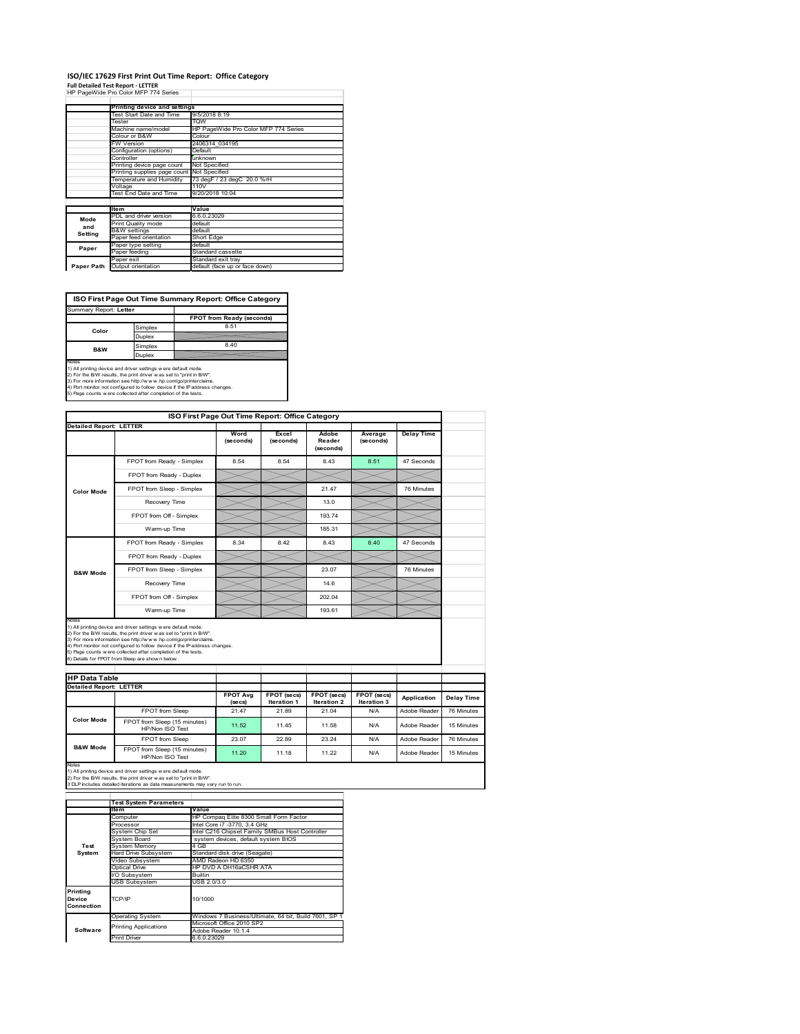# ISO/IEC 17629 First Print Out Time Report: Office Category

**Full Detailed Test Report - LETTER**

HP PageWide Pro Color MFP 774 Series

| | Printing device and settings | |
|---|---|---|
| | Test Start Date and Time | 9/5/2018 8:19 |
| | Tester | TQW |
| | Machine name/model | HP PageWide Pro Color MFP 774 Series |
| | Colour or B&W | Colour |
| | FW Version | 2406314_034195 |
| | Configuration (options) | Default |
| | Controller | unknown |
| | Printing device page count | Not Specified |
| | Printing supplies page count | Not Specified |
| | Temperature and Humidity | 73 degF / 23 degC 20.0 %rH |
| | Voltage | 110V |
| | Test End Date and Time | 9/20/2018 10:04 |

| | Item | Value |
|---|---|---|
| Mode and Setting | PDL and driver version | 6.6.0.23029 |
| | Print Quality mode | default |
| | B&W settings | default |
| | Paper feed orientation | Short Edge |
| Paper | Paper type setting | default |
| | Paper feeding | Standard cassette |
| | Paper exit | Standard exit tray |
| Paper Path | Output orientation | default (face up or face down) |

**ISO First Page Out Time Summary Report: Office Category**

Summary Report: **Letter**

| | | FPOT from Ready (seconds) |
|---|---|---|
| Color | Simplex | 8.51 |
| | Duplex | |
| B&W | Simplex | 8.40 |
| | Duplex | |

Notes
1) All printing device and driver settings were default mode.
2) For the B/W results, the print driver was set to "print in B/W".
3) For more information see http://www.hp.com/go/printerclaims.
4) Port monitor not configured to follow device if the IP address changes.
5) Page counts were collected after completion of the tests.

**ISO First Page Out Time Report: Office Category**

Detailed Report: LETTER

| | | Word (seconds) | Excel (seconds) | Adobe Reader (seconds) | Average (seconds) | Delay Time |
|---|---|---|---|---|---|---|
| Color Mode | FPOT from Ready - Simplex | 8.54 | 8.54 | 8.43 | 8.51 | 47 Seconds |
| | FPOT from Ready - Duplex | | | | | |
| | FPOT from Sleep - Simplex | | | 21.47 | | 76 Minutes |
| | Recovery Time | | | 13.0 | | |
| | FPOT from Off - Simplex | | | 193.74 | | |
| | Warm-up Time | | | 185.31 | | |
| B&W Mode | FPOT from Ready - Simplex | 8.34 | 8.42 | 8.43 | 8.40 | 47 Seconds |
| | FPOT from Ready - Duplex | | | | | |
| | FPOT from Sleep - Simplex | | | 23.07 | | 76 Minutes |
| | Recovery Time | | | 14.6 | | |
| | FPOT from Off - Simplex | | | 202.04 | | |
| | Warm-up Time | | | 193.61 | | |

Notes
1) All printing device and driver settings were default mode.
2) For the B/W results, the print driver was set to "print in B/W".
3) For more information see http://www.hp.com/go/printerclaims.
4) Port monitor not configured to follow device if the IP address changes.
5) Page counts were collected after completion of the tests.
6) Details for FPOT from Sleep are shown below.

**HP Data Table**

Detailed Report: LETTER

| | | FPOT Avg (secs) | FPOT (secs) Iteration 1 | FPOT (secs) Iteration 2 | FPOT (secs) Iteration 3 | Application | Delay Time |
|---|---|---|---|---|---|---|---|
| Color Mode | FPOT from Sleep | 21.47 | 21.89 | 21.04 | N/A | Adobe Reader | 76 Minutes |
| | FPOT from Sleep (15 minutes) HP/Non ISO Test | 11.52 | 11.45 | 11.58 | N/A | Adobe Reader | 15 Minutes |
| B&W Mode | FPOT from Sleep | 23.07 | 22.89 | 23.24 | N/A | Adobe Reader | 76 Minutes |
| | FPOT from Sleep (15 minutes) HP/Non ISO Test | 11.20 | 11.18 | 11.22 | N/A | Adobe Reader | 15 Minutes |

Notes
1) All printing device and driver settings were default mode.
2) For the B/W results, the print driver was set to "print in B/W".
3 DLP includes detailed iterations as data measurements may vary run to run.

| | Test System Parameters | |
|---|---|---|
| | Item | Value |
| Test System | Computer | HP Compaq Elite 8300 Small Form Factor |
| | Processor | Intel Core i7 -3770, 3.4 GHz |
| | System Chip Set | Intel C216 Chipset Family SMBus Host Controller |
| | System Board | system devices, default system BIOS |
| | System Memory | 4 GB |
| | Hard Drive Subsystem | Standard disk drive (Seagate) |
| | Video Subsystem | AMD Radeon HD 6350 |
| | Optical Drive | HP DVD A DH16aCSHR ATA |
| | I/O Subsystem | Builtin |
| | USB Subsystem | USB 2.0/3.0 |
| Printing Device Connection | TCP/IP | 10/1000 |
| Software | Operating System | Windows 7 Business/Ultimate, 64 bit, Build 7601, SP 1 |
| | Printing Applications | Microsoft Office 2010 SP2 |
| | | Adobe Reader 10.1.4 |
| | Print Driver | 6.6.0.23029 |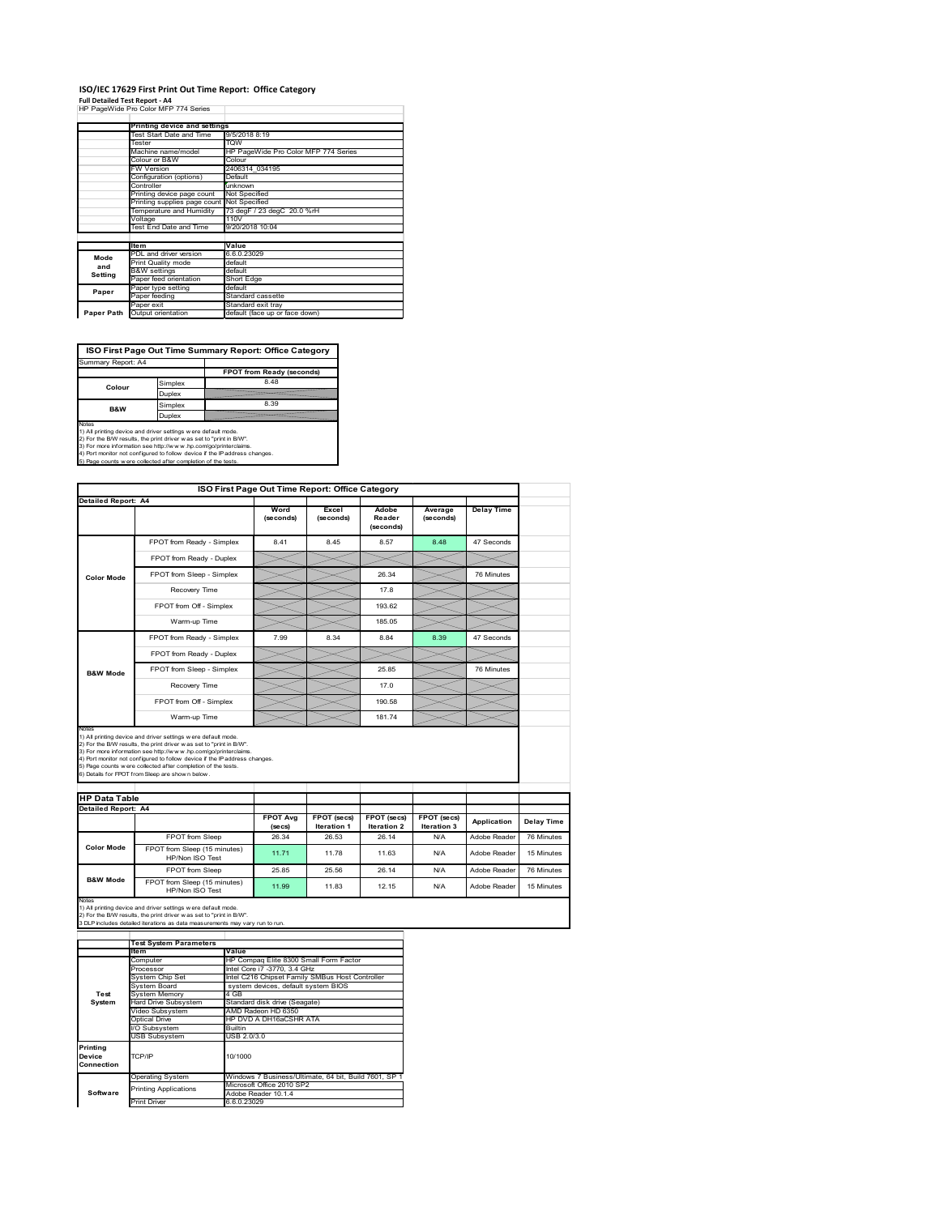# ISO/IEC 17629 First Print Out Time Report: Office Category

**Full Detailed Test Report - A4**

HP PageWide Pro Color MFP 774 Series

| | Printing device and settings | |
|---|---|---|
| | Test Start Date and Time | 9/5/2018 8:19 |
| | Tester | TQW |
| | Machine name/model | HP PageWide Pro Color MFP 774 Series |
| | Colour or B&W | Colour |
| | FW Version | 2406314_034195 |
| | Configuration (options) | Default |
| | Controller | unknown |
| | Printing device page count | Not Specified |
| | Printing supplies page count | Not Specified |
| | Temperature and Humidity | 73 degF / 23 degC 20.0 %rH |
| | Voltage | 110V |
| | Test End Date and Time | 9/20/2018 10:04 |

| | Item | Value |
|---|---|---|
| Mode and Setting | PDL and driver version | 6.6.0.23029 |
| | Print Quality mode | default |
| | B&W settings | default |
| | Paper feed orientation | Short Edge |
| Paper | Paper type setting | default |
| | Paper feeding | Standard cassette |
| | Paper exit | Standard exit tray |
| Paper Path | Output orientation | default (face up or face down) |

## ISO First Page Out Time Summary Report: Office Category

Summary Report: A4

| | | FPOT from Ready (seconds) |
|---|---|---|
| Colour | Simplex | 8.48 |
| | Duplex | |
| B&W | Simplex | 8.39 |
| | Duplex | |

Notes
1) All printing device and driver settings were default mode.
2) For the B/W results, the print driver was set to "print in B/W".
3) For more information see http://www.hp.com/go/printerclaims.
4) Port monitor not configured to follow device if the IP address changes.
5) Page counts were collected after completion of the tests.

## ISO First Page Out Time Report: Office Category

Detailed Report: A4

| | | Word (seconds) | Excel (seconds) | Adobe Reader (seconds) | Average (seconds) | Delay Time |
|---|---|---|---|---|---|---|
| Color Mode | FPOT from Ready - Simplex | 8.41 | 8.45 | 8.57 | 8.48 | 47 Seconds |
| | FPOT from Ready - Duplex | | | | | |
| | FPOT from Sleep - Simplex | | | 26.34 | | 76 Minutes |
| | Recovery Time | | | 17.8 | | |
| | FPOT from Off - Simplex | | | 193.62 | | |
| | Warm-up Time | | | 185.05 | | |
| B&W Mode | FPOT from Ready - Simplex | 7.99 | 8.34 | 8.84 | 8.39 | 47 Seconds |
| | FPOT from Ready - Duplex | | | | | |
| | FPOT from Sleep - Simplex | | | 25.85 | | 76 Minutes |
| | Recovery Time | | | 17.0 | | |
| | FPOT from Off - Simplex | | | 190.58 | | |
| | Warm-up Time | | | 181.74 | | |

Notes
1) All printing device and driver settings were default mode.
2) For the B/W results, the print driver was set to "print in B/W".
3) For more information see http://www.hp.com/go/printerclaims.
4) Port monitor not configured to follow device if the IP address changes.
5) Page counts were collected after completion of the tests.
6) Details for FPOT from Sleep are shown below.

## HP Data Table

Detailed Report: A4

| | | FPOT Avg (secs) | FPOT (secs) Iteration 1 | FPOT (secs) Iteration 2 | FPOT (secs) Iteration 3 | Application | Delay Time |
|---|---|---|---|---|---|---|---|
| Color Mode | FPOT from Sleep | 26.34 | 26.53 | 26.14 | N/A | Adobe Reader | 76 Minutes |
| | FPOT from Sleep (15 minutes) HP/Non ISO Test | 11.71 | 11.78 | 11.63 | N/A | Adobe Reader | 15 Minutes |
| B&W Mode | FPOT from Sleep | 25.85 | 25.56 | 26.14 | N/A | Adobe Reader | 76 Minutes |
| | FPOT from Sleep (15 minutes) HP/Non ISO Test | 11.99 | 11.83 | 12.15 | N/A | Adobe Reader | 15 Minutes |

Notes
1) All printing device and driver settings were default mode.
2) For the B/W results, the print driver was set to "print in B/W".
3 DLP includes detailed iterations as data measurements may vary run to run.

| | Test System Parameters | |
|---|---|---|
| | Item | Value |
| Test System | Computer | HP Compaq Elite 8300 Small Form Factor |
| | Processor | Intel Core i7 -3770, 3.4 GHz |
| | System Chip Set | Intel C216 Chipset Family SMBus Host Controller |
| | System Board | system devices, default system BIOS |
| | System Memory | 4 GB |
| | Hard Drive Subsystem | Standard disk drive (Seagate) |
| | Video Subsystem | AMD Radeon HD 6350 |
| | Optical Drive | HP DVD A DH16aCSHR ATA |
| | I/O Subsystem | Builtin |
| | USB Subsystem | USB 2.0/3.0 |
| Printing Device Connection | TCP/IP | 10/1000 |
| Software | Operating System | Windows 7 Business/Ultimate, 64 bit, Build 7601, SP 1 |
| | Printing Applications | Microsoft Office 2010 SP2<br>Adobe Reader 10.1.4 |
| | Print Driver | 6.6.0.23029 |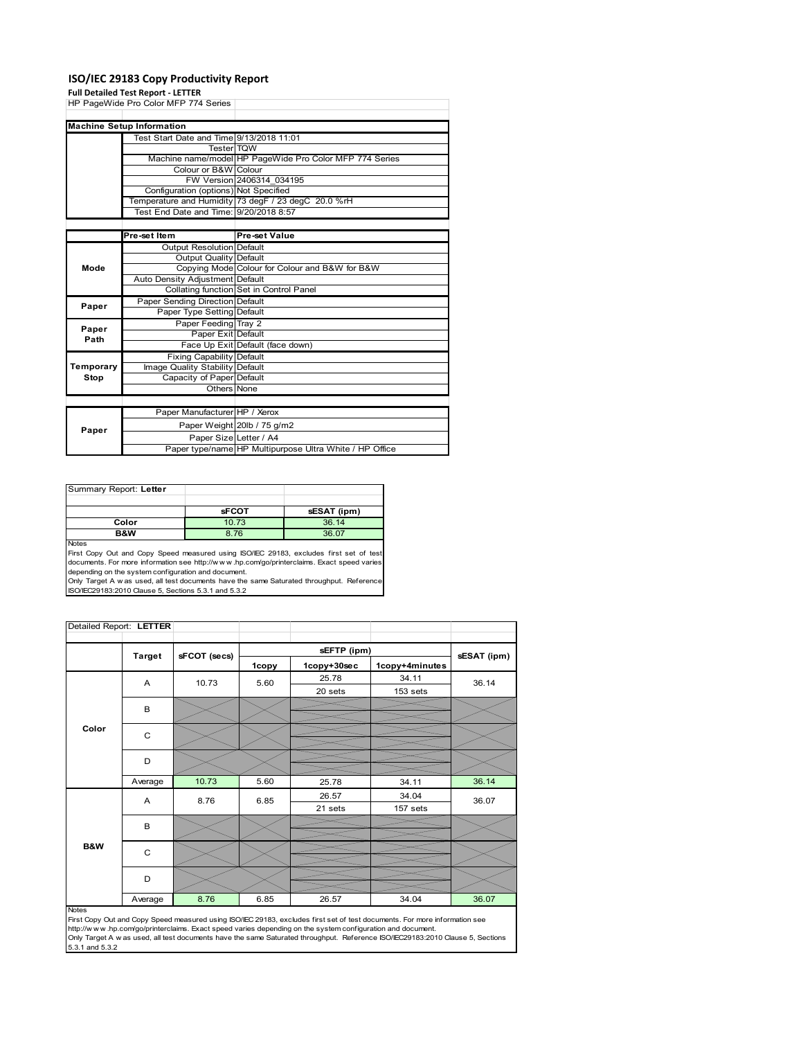# ISO/IEC 29183 Copy Productivity Report

**Full Detailed Test Report - LETTER**

HP PageWide Pro Color MFP 774 Series

| Machine Setup Information | | |
|---|---|---|
| | Test Start Date and Time | 9/13/2018 11:01 |
| | Tester | TQW |
| | Machine name/model | HP PageWide Pro Color MFP 774 Series |
| | Colour or B&W | Colour |
| | FW Version | 2406314_034195 |
| | Configuration (options) | Not Specified |
| | Temperature and Humidity | 73 degF / 23 degC 20.0 %rH |
| | Test End Date and Time: | 9/20/2018 8:57 |

| | Pre-set Item | Pre-set Value |
|---|---|---|
| Mode | Output Resolution | Default |
| | Output Quality | Default |
| | Copying Mode | Colour for Colour and B&W for B&W |
| | Auto Density Adjustment | Default |
| | Collating function | Set in Control Panel |
| Paper | Paper Sending Direction | Default |
| | Paper Type Setting | Default |
| Paper Path | Paper Feeding | Tray 2 |
| | Paper Exit | Default |
| | Face Up Exit | Default (face down) |
| Temporary Stop | Fixing Capability | Default |
| | Image Quality Stability | Default |
| | Capacity of Paper | Default |
| | Others | None |

| | | |
|---|---|---|
| Paper | Paper Manufacturer | HP / Xerox |
| | Paper Weight | 20lb / 75 g/m2 |
| | Paper Size | Letter / A4 |
| | Paper type/name | HP Multipurpose Ultra White / HP Office |

Summary Report: **Letter**

| | sFCOT | sESAT (ipm) |
|---|---|---|
| Color | 10.73 | 36.14 |
| B&W | 8.76 | 36.07 |

Notes
First Copy Out and Copy Speed measured using ISO/IEC 29183, excludes first set of test documents. For more information see http://www.hp.com/go/printerclaims. Exact speed varies depending on the system configuration and document.
Only Target A was used, all test documents have the same Saturated throughput. Reference ISO/IEC29183:2010 Clause 5, Sections 5.3.1 and 5.3.2

Detailed Report: **LETTER**

| | Target | sFCOT (secs) | sEFTP (ipm) 1copy | sEFTP (ipm) 1copy+30sec | sEFTP (ipm) 1copy+4minutes | sESAT (ipm) |
|---|---|---|---|---|---|---|
| Color | A | 10.73 | 5.60 | 25.78 / 20 sets | 34.11 / 153 sets | 36.14 |
| | B | | | | | |
| | C | | | | | |
| | D | | | | | |
| | Average | 10.73 | 5.60 | 25.78 | 34.11 | 36.14 |
| B&W | A | 8.76 | 6.85 | 26.57 / 21 sets | 34.04 / 157 sets | 36.07 |
| | B | | | | | |
| | C | | | | | |
| | D | | | | | |
| | Average | 8.76 | 6.85 | 26.57 | 34.04 | 36.07 |

Notes
First Copy Out and Copy Speed measured using ISO/IEC 29183, excludes first set of test documents. For more information see http://www.hp.com/go/printerclaims. Exact speed varies depending on the system configuration and document.
Only Target A was used, all test documents have the same Saturated throughput. Reference ISO/IEC29183:2010 Clause 5, Sections 5.3.1 and 5.3.2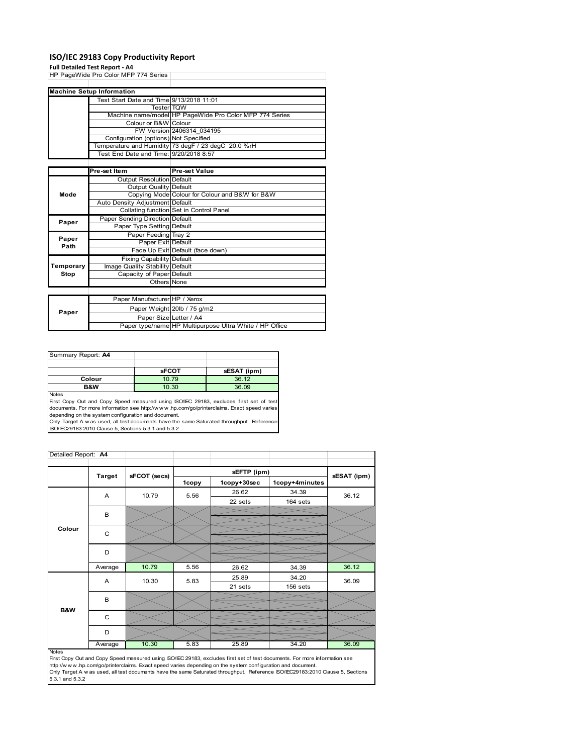# ISO/IEC 29183 Copy Productivity Report

**Full Detailed Test Report - A4**

HP PageWide Pro Color MFP 774 Series

| Machine Setup Information | | |
|---|---|---|
| | Test Start Date and Time | 9/13/2018 11:01 |
| | Tester | TQW |
| | Machine name/model | HP PageWide Pro Color MFP 774 Series |
| | Colour or B&W | Colour |
| | FW Version | 2406314_034195 |
| | Configuration (options) | Not Specified |
| | Temperature and Humidity | 73 degF / 23 degC 20.0 %rH |
| | Test End Date and Time: | 9/20/2018 8:57 |

| | Pre-set Item | Pre-set Value |
|---|---|---|
| Mode | Output Resolution | Default |
| | Output Quality | Default |
| | Copying Mode | Colour for Colour and B&W for B&W |
| | Auto Density Adjustment | Default |
| | Collating function | Set in Control Panel |
| Paper | Paper Sending Direction | Default |
| | Paper Type Setting | Default |
| Paper Path | Paper Feeding | Tray 2 |
| | Paper Exit | Default |
| | Face Up Exit | Default (face down) |
| Temporary Stop | Fixing Capability | Default |
| | Image Quality Stability | Default |
| | Capacity of Paper | Default |
| | Others | None |

| | | |
|---|---|---|
| Paper | Paper Manufacturer | HP / Xerox |
| | Paper Weight | 20lb / 75 g/m2 |
| | Paper Size | Letter / A4 |
| | Paper type/name | HP Multipurpose Ultra White / HP Office |

Summary Report: **A4**

| | sFCOT | sESAT (ipm) |
|---|---|---|
| Colour | 10.79 | 36.12 |
| B&W | 10.30 | 36.09 |

Notes

First Copy Out and Copy Speed measured using ISO/IEC 29183, excludes first set of test documents. For more information see http://www.hp.com/go/printerclaims. Exact speed varies depending on the system configuration and document.

Only Target A was used, all test documents have the same Saturated throughput. Reference ISO/IEC29183:2010 Clause 5, Sections 5.3.1 and 5.3.2

Detailed Report: **A4**

| | Target | sFCOT (secs) | sEFTP (ipm) 1copy | sEFTP (ipm) 1copy+30sec | sEFTP (ipm) 1copy+4minutes | sESAT (ipm) |
|---|---|---|---|---|---|---|
| Colour | A | 10.79 | 5.56 | 26.62<br>22 sets | 34.39<br>164 sets | 36.12 |
| | B | | | | | |
| | C | | | | | |
| | D | | | | | |
| | Average | 10.79 | 5.56 | 26.62 | 34.39 | 36.12 |
| B&W | A | 10.30 | 5.83 | 25.89<br>21 sets | 34.20<br>156 sets | 36.09 |
| | B | | | | | |
| | C | | | | | |
| | D | | | | | |
| | Average | 10.30 | 5.83 | 25.89 | 34.20 | 36.09 |

Notes

First Copy Out and Copy Speed measured using ISO/IEC 29183, excludes first set of test documents. For more information see http://www.hp.com/go/printerclaims. Exact speed varies depending on the system configuration and document.

Only Target A was used, all test documents have the same Saturated throughput. Reference ISO/IEC29183:2010 Clause 5, Sections 5.3.1 and 5.3.2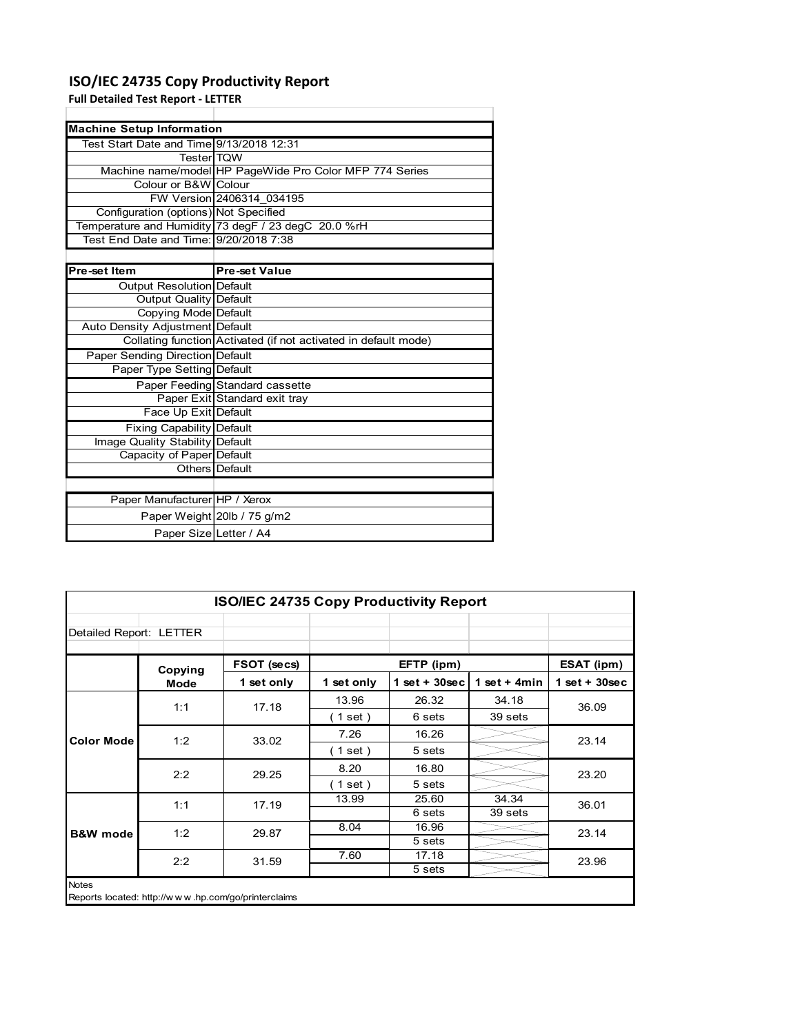# ISO/IEC 24735 Copy Productivity Report

**Full Detailed Test Report - LETTER**

| **Machine Setup Information** | |
|---|---|
| Test Start Date and Time | 9/13/2018 12:31 |
| Tester | TQW |
| Machine name/model | HP PageWide Pro Color MFP 774 Series |
| Colour or B&W | Colour |
| FW Version | 2406314_034195 |
| Configuration (options) | Not Specified |
| Temperature and Humidity | 73 degF / 23 degC 20.0 %rH |
| Test End Date and Time: | 9/20/2018 7:38 |

| **Pre-set Item** | **Pre-set Value** |
|---|---|
| Output Resolution | Default |
| Output Quality | Default |
| Copying Mode | Default |
| Auto Density Adjustment | Default |
| Collating function | Activated (if not activated in default mode) |
| Paper Sending Direction | Default |
| Paper Type Setting | Default |
| Paper Feeding | Standard cassette |
| Paper Exit | Standard exit tray |
| Face Up Exit | Default |
| Fixing Capability | Default |
| Image Quality Stability | Default |
| Capacity of Paper | Default |
| Others | Default |

| | |
|---|---|
| Paper Manufacturer | HP / Xerox |
| Paper Weight | 20lb / 75 g/m2 |
| Paper Size | Letter / A4 |

**ISO/IEC 24735 Copy Productivity Report**

Detailed Report: LETTER

| | Copying Mode | FSOT (secs) | EFTP (ipm) | | | ESAT (ipm) |
|---|---|---|---|---|---|---|
| | | 1 set only | 1 set only | 1 set + 30sec | 1 set + 4min | 1 set + 30sec |
| Color Mode | 1:1 | 17.18 | 13.96 | 26.32 | 34.18 | 36.09 |
| | | | ( 1 set ) | 6 sets | 39 sets | |
| | 1:2 | 33.02 | 7.26 | 16.26 | | 23.14 |
| | | | ( 1 set ) | 5 sets | | |
| | 2:2 | 29.25 | 8.20 | 16.80 | | 23.20 |
| | | | ( 1 set ) | 5 sets | | |
| B&W mode | 1:1 | 17.19 | 13.99 | 25.60 | 34.34 | 36.01 |
| | | | | 6 sets | 39 sets | |
| | 1:2 | 29.87 | 8.04 | 16.96 | | 23.14 |
| | | | | 5 sets | | |
| | 2:2 | 31.59 | 7.60 | 17.18 | | 23.96 |
| | | | | 5 sets | | |

Notes

Reports located: http://www.hp.com/go/printerclaims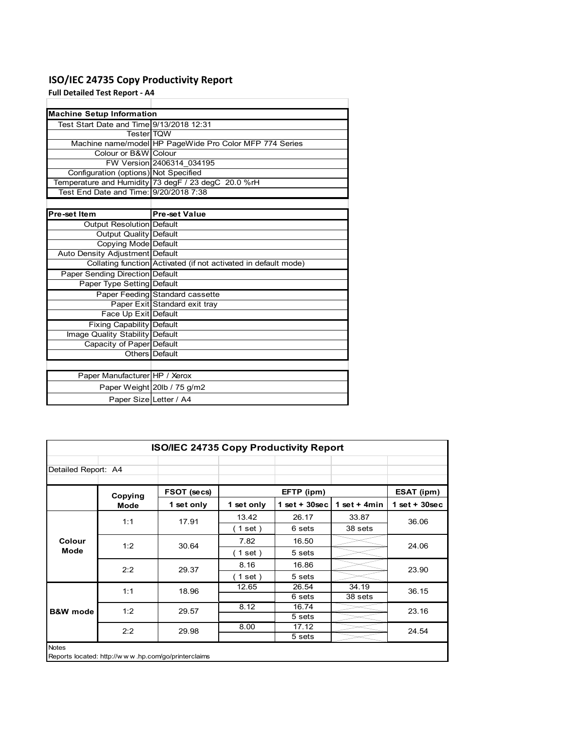## ISO/IEC 24735 Copy Productivity Report

**Full Detailed Test Report - A4**

| Machine Setup Information | |
|---|---|
| Test Start Date and Time | 9/13/2018 12:31 |
| Tester | TQW |
| Machine name/model | HP PageWide Pro Color MFP 774 Series |
| Colour or B&W | Colour |
| FW Version | 2406314_034195 |
| Configuration (options) | Not Specified |
| Temperature and Humidity | 73 degF / 23 degC 20.0 %rH |
| Test End Date and Time: | 9/20/2018 7:38 |

| Pre-set Item | Pre-set Value |
|---|---|
| Output Resolution | Default |
| Output Quality | Default |
| Copying Mode | Default |
| Auto Density Adjustment | Default |
| Collating function | Activated (if not activated in default mode) |
| Paper Sending Direction | Default |
| Paper Type Setting | Default |
| Paper Feeding | Standard cassette |
| Paper Exit | Standard exit tray |
| Face Up Exit | Default |
| Fixing Capability | Default |
| Image Quality Stability | Default |
| Capacity of Paper | Default |
| Others | Default |

| | |
|---|---|
| Paper Manufacturer | HP / Xerox |
| Paper Weight | 20lb / 75 g/m2 |
| Paper Size | Letter / A4 |

**ISO/IEC 24735 Copy Productivity Report**

Detailed Report: A4

| | Copying Mode | FSOT (secs) | EFTP (ipm) | | | ESAT (ipm) |
|---|---|---|---|---|---|---|
| | | 1 set only | 1 set only | 1 set + 30sec | 1 set + 4min | 1 set + 30sec |
| Colour Mode | 1:1 | 17.91 | 13.42 | 26.17 | 33.87 | 36.06 |
| | | | ( 1 set ) | 6 sets | 38 sets | |
| | 1:2 | 30.64 | 7.82 | 16.50 | | 24.06 |
| | | | ( 1 set ) | 5 sets | | |
| | 2:2 | 29.37 | 8.16 | 16.86 | | 23.90 |
| | | | ( 1 set ) | 5 sets | | |
| B&W mode | 1:1 | 18.96 | 12.65 | 26.54 | 34.19 | 36.15 |
| | | | | 6 sets | 38 sets | |
| | 1:2 | 29.57 | 8.12 | 16.74 | | 23.16 |
| | | | | 5 sets | | |
| | 2:2 | 29.98 | 8.00 | 17.12 | | 24.54 |
| | | | | 5 sets | | |

Notes

Reports located: http://w w w .hp.com/go/printerclaims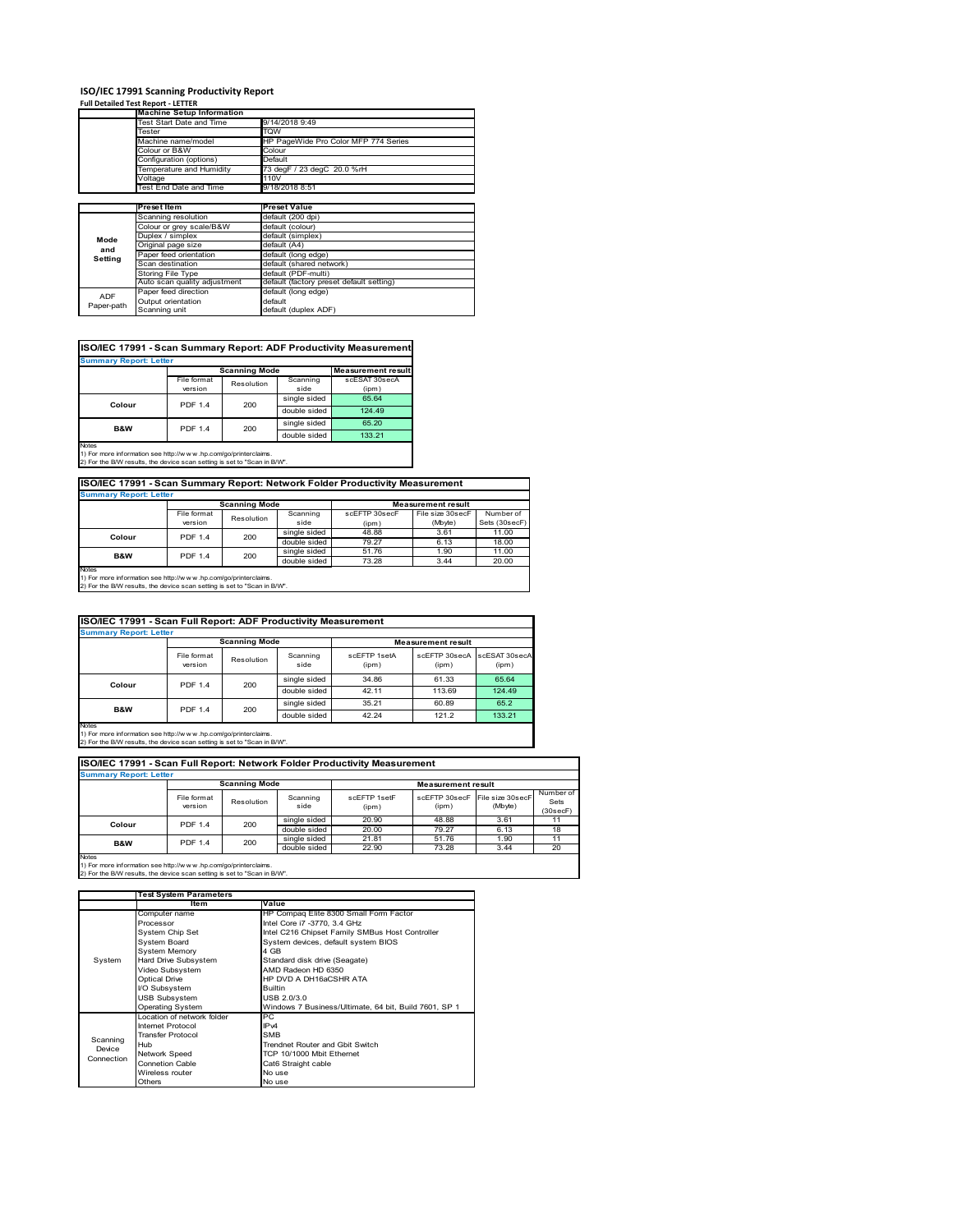# ISO/IEC 17991 Scanning Productivity Report

**Full Detailed Test Report - LETTER**

| | Machine Setup Information | |
|---|---|---|
| | Test Start Date and Time | 9/14/2018 9:49 |
| | Tester | TQW |
| | Machine name/model | HP PageWide Pro Color MFP 774 Series |
| | Colour or B&W | Colour |
| | Configuration (options) | Default |
| | Temperature and Humidity | 73 degF / 23 degC 20.0 %rH |
| | Voltage | 110V |
| | Test End Date and Time | 9/18/2018 8:51 |

| | Preset Item | Preset Value |
|---|---|---|
| Mode and Setting | Scanning resolution | default (200 dpi) |
| | Colour or grey scale/B&W | default (colour) |
| | Duplex / simplex | default (simplex) |
| | Original page size | default (A4) |
| | Paper feed orientation | default (long edge) |
| | Scan destination | default (shared network) |
| | Storing File Type | default (PDF-multi) |
| | Auto scan quality adjustment | default (factory preset default setting) |
| ADF Paper-path | Paper feed direction | default (long edge) |
| | Output orientation | default |
| | Scanning unit | default (duplex ADF) |

## ISO/IEC 17991 - Scan Summary Report: ADF Productivity Measurement

**Summary Report: Letter**

| | Scanning Mode | | | Measurement result |
|---|---|---|---|---|
| | File format version | Resolution | Scanning side | scESAT 30secA (ipm) |
| Colour | PDF 1.4 | 200 | single sided | 65.64 |
| | | | double sided | 124.49 |
| B&W | PDF 1.4 | 200 | single sided | 65.20 |
| | | | double sided | 133.21 |

Notes
1) For more information see http://www.hp.com/go/printerclaims.
2) For the B/W results, the device scan setting is set to "Scan in B/W".

## ISO/IEC 17991 - Scan Summary Report: Network Folder Productivity Measurement

**Summary Report: Letter**

| | Scanning Mode | | | Measurement result | | |
|---|---|---|---|---|---|---|
| | File format version | Resolution | Scanning side | scEFTP 30secF (ipm) | File size 30secF (Mbyte) | Number of Sets (30secF) |
| Colour | PDF 1.4 | 200 | single sided | 48.88 | 3.61 | 11.00 |
| | | | double sided | 79.27 | 6.13 | 18.00 |
| B&W | PDF 1.4 | 200 | single sided | 51.76 | 1.90 | 11.00 |
| | | | double sided | 73.28 | 3.44 | 20.00 |

Notes
1) For more information see http://www.hp.com/go/printerclaims.
2) For the B/W results, the device scan setting is set to "Scan in B/W".

## ISO/IEC 17991 - Scan Full Report: ADF Productivity Measurement

**Summary Report: Letter**

| | Scanning Mode | | | Measurement result | | |
|---|---|---|---|---|---|---|
| | File format version | Resolution | Scanning side | scEFTP 1setA (ipm) | scEFTP 30secA (ipm) | scESAT 30secA (ipm) |
| Colour | PDF 1.4 | 200 | single sided | 34.86 | 61.33 | 65.64 |
| | | | double sided | 42.11 | 113.69 | 124.49 |
| B&W | PDF 1.4 | 200 | single sided | 35.21 | 60.89 | 65.2 |
| | | | double sided | 42.24 | 121.2 | 133.21 |

Notes
1) For more information see http://www.hp.com/go/printerclaims.
2) For the B/W results, the device scan setting is set to "Scan in B/W".

## ISO/IEC 17991 - Scan Full Report: Network Folder Productivity Measurement

**Summary Report: Letter**

| | Scanning Mode | | | Measurement result | | | |
|---|---|---|---|---|---|---|---|
| | File format version | Resolution | Scanning side | scEFTP 1setF (ipm) | scEFTP 30secF (ipm) | File size 30secF (Mbyte) | Number of Sets (30secF) |
| Colour | PDF 1.4 | 200 | single sided | 20.90 | 48.88 | 3.61 | 11 |
| | | | double sided | 20.00 | 79.27 | 6.13 | 18 |
| B&W | PDF 1.4 | 200 | single sided | 21.81 | 51.76 | 1.90 | 11 |
| | | | double sided | 22.90 | 73.28 | 3.44 | 20 |

Notes
1) For more information see http://www.hp.com/go/printerclaims.
2) For the B/W results, the device scan setting is set to "Scan in B/W".

| | Test System Parameters | |
|---|---|---|
| | Item | Value |
| System | Computer name | HP Compaq Elite 8300 Small Form Factor |
| | Processor | Intel Core i7 -3770, 3.4 GHz |
| | System Chip Set | Intel C216 Chipset Family SMBus Host Controller |
| | System Board | System devices, default system BIOS |
| | System Memory | 4 GB |
| | Hard Drive Subsystem | Standard disk drive (Seagate) |
| | Video Subsystem | AMD Radeon HD 6350 |
| | Optical Drive | HP DVD A DH16aCSHR ATA |
| | I/O Subsystem | Builtin |
| | USB Subsystem | USB 2.0/3.0 |
| | Operating System | Windows 7 Business/Ultimate, 64 bit, Build 7601, SP 1 |
| Scanning Device Connection | Location of network folder | PC |
| | Internet Protocol | IPv4 |
| | Transfer Protocol | SMB |
| | Hub | Trendnet Router and Gbit Switch |
| | Network Speed | TCP 10/1000 Mbit Ethernet |
| | Connetion Cable | Cat6 Straight cable |
| | Wireless router | No use |
| | Others | No use |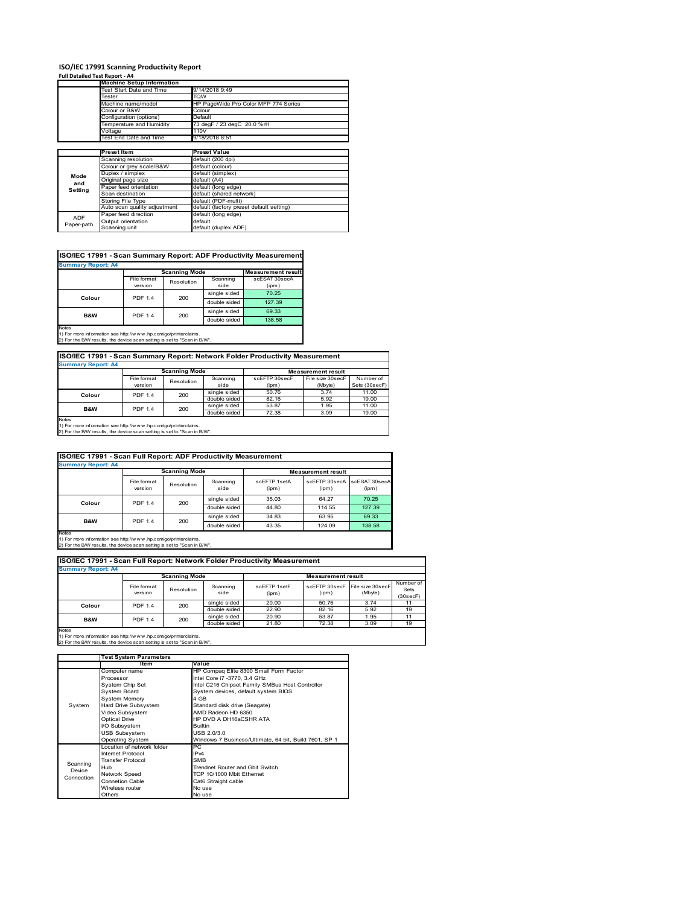# ISO/IEC 17991 Scanning Productivity Report

**Full Detailed Test Report - A4**

| | Machine Setup Information | |
|---|---|---|
| | Test Start Date and Time | 9/14/2018 9:49 |
| | Tester | TQW |
| | Machine name/model | HP PageWide Pro Color MFP 774 Series |
| | Colour or B&W | Colour |
| | Configuration (options) | Default |
| | Temperature and Humidity | 73 degF / 23 degC 20.0 %rH |
| | Voltage | 110V |
| | Test End Date and Time | 9/18/2018 8:51 |

| | Preset Item | Preset Value |
|---|---|---|
| Mode and Setting | Scanning resolution | default (200 dpi) |
| | Colour or grey scale/B&W | default (colour) |
| | Duplex / simplex | default (simplex) |
| | Original page size | default (A4) |
| | Paper feed orientation | default (long edge) |
| | Scan destination | default (shared network) |
| | Storing File Type | default (PDF-multi) |
| | Auto scan quality adjustment | default (factory preset default setting) |
| ADF Paper-path | Paper feed direction | default (long edge) |
| | Output orientation | default |
| | Scanning unit | default (duplex ADF) |

## ISO/IEC 17991 - Scan Summary Report: ADF Productivity Measurement

**Summary Report: A4**

| | Scanning Mode | | | Measurement result |
|---|---|---|---|---|
| | File format version | Resolution | Scanning side | scESAT 30secA (ipm) |
| Colour | PDF 1.4 | 200 | single sided | 70.25 |
| | | | double sided | 127.39 |
| B&W | PDF 1.4 | 200 | single sided | 69.33 |
| | | | double sided | 138.58 |

Notes
1) For more information see http://www.hp.com/go/printerclaims.
2) For the B/W results, the device scan setting is set to "Scan in B/W".

## ISO/IEC 17991 - Scan Summary Report: Network Folder Productivity Measurement

**Summary Report: A4**

| | Scanning Mode | | | Measurement result | | |
|---|---|---|---|---|---|---|
| | File format version | Resolution | Scanning side | scEFTP 30secF (ipm) | File size 30secF (Mbyte) | Number of Sets (30secF) |
| Colour | PDF 1.4 | 200 | single sided | 50.76 | 3.74 | 11.00 |
| | | | double sided | 82.16 | 5.92 | 19.00 |
| B&W | PDF 1.4 | 200 | single sided | 53.87 | 1.95 | 11.00 |
| | | | double sided | 72.38 | 3.09 | 19.00 |

Notes
1) For more information see http://www.hp.com/go/printerclaims.
2) For the B/W results, the device scan setting is set to "Scan in B/W".

## ISO/IEC 17991 - Scan Full Report: ADF Productivity Measurement

**Summary Report: A4**

| | Scanning Mode | | | Measurement result | | |
|---|---|---|---|---|---|---|
| | File format version | Resolution | Scanning side | scEFTP 1setA (ipm) | scEFTP 30secA (ipm) | scESAT 30secA (ipm) |
| Colour | PDF 1.4 | 200 | single sided | 35.03 | 64.27 | 70.25 |
| | | | double sided | 44.80 | 114.55 | 127.39 |
| B&W | PDF 1.4 | 200 | single sided | 34.83 | 63.95 | 69.33 |
| | | | double sided | 43.35 | 124.09 | 138.58 |

Notes
1) For more information see http://www.hp.com/go/printerclaims.
2) For the B/W results, the device scan setting is set to "Scan in B/W".

## ISO/IEC 17991 - Scan Full Report: Network Folder Productivity Measurement

**Summary Report: A4**

| | Scanning Mode | | | Measurement result | | | |
|---|---|---|---|---|---|---|---|
| | File format version | Resolution | Scanning side | scEFTP 1setF (ipm) | scEFTP 30secF (ipm) | File size 30secF (Mbyte) | Number of Sets (30secF) |
| Colour | PDF 1.4 | 200 | single sided | 20.00 | 50.76 | 3.74 | 11 |
| | | | double sided | 22.90 | 82.16 | 5.92 | 19 |
| B&W | PDF 1.4 | 200 | single sided | 20.90 | 53.87 | 1.95 | 11 |
| | | | double sided | 21.80 | 72.38 | 3.09 | 19 |

Notes
1) For more information see http://www.hp.com/go/printerclaims.
2) For the B/W results, the device scan setting is set to "Scan in B/W".

| | Test System Parameters | |
|---|---|---|
| | Item | Value |
| System | Computer name | HP Compaq Elite 8300 Small Form Factor |
| | Processor | Intel Core i7 -3770, 3.4 GHz |
| | System Chip Set | Intel C216 Chipset Family SMBus Host Controller |
| | System Board | System devices, default system BIOS |
| | System Memory | 4 GB |
| | Hard Drive Subsystem | Standard disk drive (Seagate) |
| | Video Subsystem | AMD Radeon HD 6350 |
| | Optical Drive | HP DVD A DH16aCSHR ATA |
| | I/O Subsystem | Builtin |
| | USB Subsystem | USB 2.0/3.0 |
| | Operating System | Windows 7 Business/Ultimate, 64 bit, Build 7601, SP 1 |
| Scanning Device Connection | Location of network folder | PC |
| | Internet Protocol | IPv4 |
| | Transfer Protocol | SMB |
| | Hub | Trendnet Router and Gbit Switch |
| | Network Speed | TCP 10/1000 Mbit Ethernet |
| | Connetion Cable | Cat6 Straight cable |
| | Wireless router | No use |
| | Others | No use |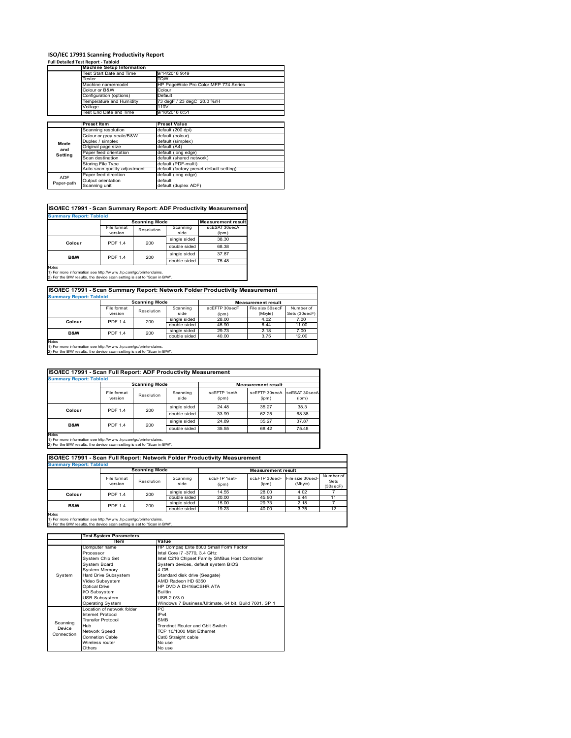# ISO/IEC 17991 Scanning Productivity Report

**Full Detailed Test Report - Tabloid**

| | Machine Setup Information | |
|---|---|---|
| | Test Start Date and Time | 9/14/2018 9:49 |
| | Tester | TQW |
| | Machine name/model | HP PageWide Pro Color MFP 774 Series |
| | Colour or B&W | Colour |
| | Configuration (options) | Default |
| | Temperature and Humidity | 73 degF / 23 degC 20.0 %rH |
| | Voltage | 110V |
| | Test End Date and Time | 9/18/2018 8:51 |

| | Preset Item | Preset Value |
|---|---|---|
| Mode and Setting | Scanning resolution | default (200 dpi) |
| | Colour or grey scale/B&W | default (colour) |
| | Duplex / simplex | default (simplex) |
| | Original page size | default (A4) |
| | Paper feed orientation | default (long edge) |
| | Scan destination | default (shared network) |
| | Storing File Type | default (PDF-multi) |
| | Auto scan quality adjustment | default (factory preset default setting) |
| ADF Paper-path | Paper feed direction | default (long edge) |
| | Output orientation | default |
| | Scanning unit | default (duplex ADF) |

## ISO/IEC 17991 - Scan Summary Report: ADF Productivity Measurement

**Summary Report: Tabloid**

| | Scanning Mode | | | Measurement result |
|---|---|---|---|---|
| | File format version | Resolution | Scanning side | scESAT 30secA (ipm) |
| Colour | PDF 1.4 | 200 | single sided | 38.30 |
| | | | double sided | 68.38 |
| B&W | PDF 1.4 | 200 | single sided | 37.87 |
| | | | double sided | 75.48 |

Notes
1) For more information see http://w w w .hp.com/go/printerclaims.
2) For the B/W results, the device scan setting is set to "Scan in B/W".

## ISO/IEC 17991 - Scan Summary Report: Network Folder Productivity Measurement

**Summary Report: Tabloid**

| | Scanning Mode | | | Measurement result | | |
|---|---|---|---|---|---|---|
| | File format version | Resolution | Scanning side | scEFTP 30secF (ipm) | File size 30secF (Mbyte) | Number of Sets (30secF) |
| Colour | PDF 1.4 | 200 | single sided | 28.00 | 4.02 | 7.00 |
| | | | double sided | 45.90 | 6.44 | 11.00 |
| B&W | PDF 1.4 | 200 | single sided | 29.73 | 2.18 | 7.00 |
| | | | double sided | 40.00 | 3.75 | 12.00 |

Notes
1) For more information see http://w w w .hp.com/go/printerclaims.
2) For the B/W results, the device scan setting is set to "Scan in B/W".

## ISO/IEC 17991 - Scan Full Report: ADF Productivity Measurement

**Summary Report: Tabloid**

| | Scanning Mode | | | Measurement result | | |
|---|---|---|---|---|---|---|
| | File format version | Resolution | Scanning side | scEFTP 1setA (ipm) | scEFTP 30secA (ipm) | scESAT 30secA (ipm) |
| Colour | PDF 1.4 | 200 | single sided | 24.48 | 35.27 | 38.3 |
| | | | double sided | 33.99 | 62.25 | 68.38 |
| B&W | PDF 1.4 | 200 | single sided | 24.89 | 35.27 | 37.87 |
| | | | double sided | 35.55 | 68.42 | 75.48 |

Notes
1) For more information see http://w w w .hp.com/go/printerclaims.
2) For the B/W results, the device scan setting is set to "Scan in B/W".

## ISO/IEC 17991 - Scan Full Report: Network Folder Productivity Measurement

**Summary Report: Tabloid**

| | Scanning Mode | | | Measurement result | | | |
|---|---|---|---|---|---|---|---|
| | File format version | Resolution | Scanning side | scEFTP 1setF (ipm) | scEFTP 30secF (ipm) | File size 30secF (Mbyte) | Number of Sets (30secF) |
| Colour | PDF 1.4 | 200 | single sided | 14.55 | 28.00 | 4.02 | 7 |
| | | | double sided | 20.00 | 45.90 | 6.44 | 11 |
| B&W | PDF 1.4 | 200 | single sided | 15.00 | 29.73 | 2.18 | 7 |
| | | | double sided | 19.23 | 40.00 | 3.75 | 12 |

Notes
1) For more information see http://w w w .hp.com/go/printerclaims.
2) For the B/W results, the device scan setting is set to "Scan in B/W".

| | Test System Parameters | |
|---|---|---|
| | Item | Value |
| System | Computer name | HP Compaq Elite 8300 Small Form Factor |
| | Processor | Intel Core i7 -3770, 3.4 GHz |
| | System Chip Set | Intel C216 Chipset Family SMBus Host Controller |
| | System Board | System devices, default system BIOS |
| | System Memory | 4 GB |
| | Hard Drive Subsystem | Standard disk drive (Seagate) |
| | Video Subsystem | AMD Radeon HD 6350 |
| | Optical Drive | HP DVD A DH16aCSHR ATA |
| | I/O Subsystem | Builtin |
| | USB Subsystem | USB 2.0/3.0 |
| | Operating System | Windows 7 Business/Ultimate, 64 bit, Build 7601, SP 1 |
| Scanning Device Connection | Location of network folder | PC |
| | Internet Protocol | IPv4 |
| | Transfer Protocol | SMB |
| | Hub | Trendnet Router and Gbit Switch |
| | Network Speed | TCP 10/1000 Mbit Ethernet |
| | Connetion Cable | Cat6 Straight cable |
| | Wireless router | No use |
| | Others | No use |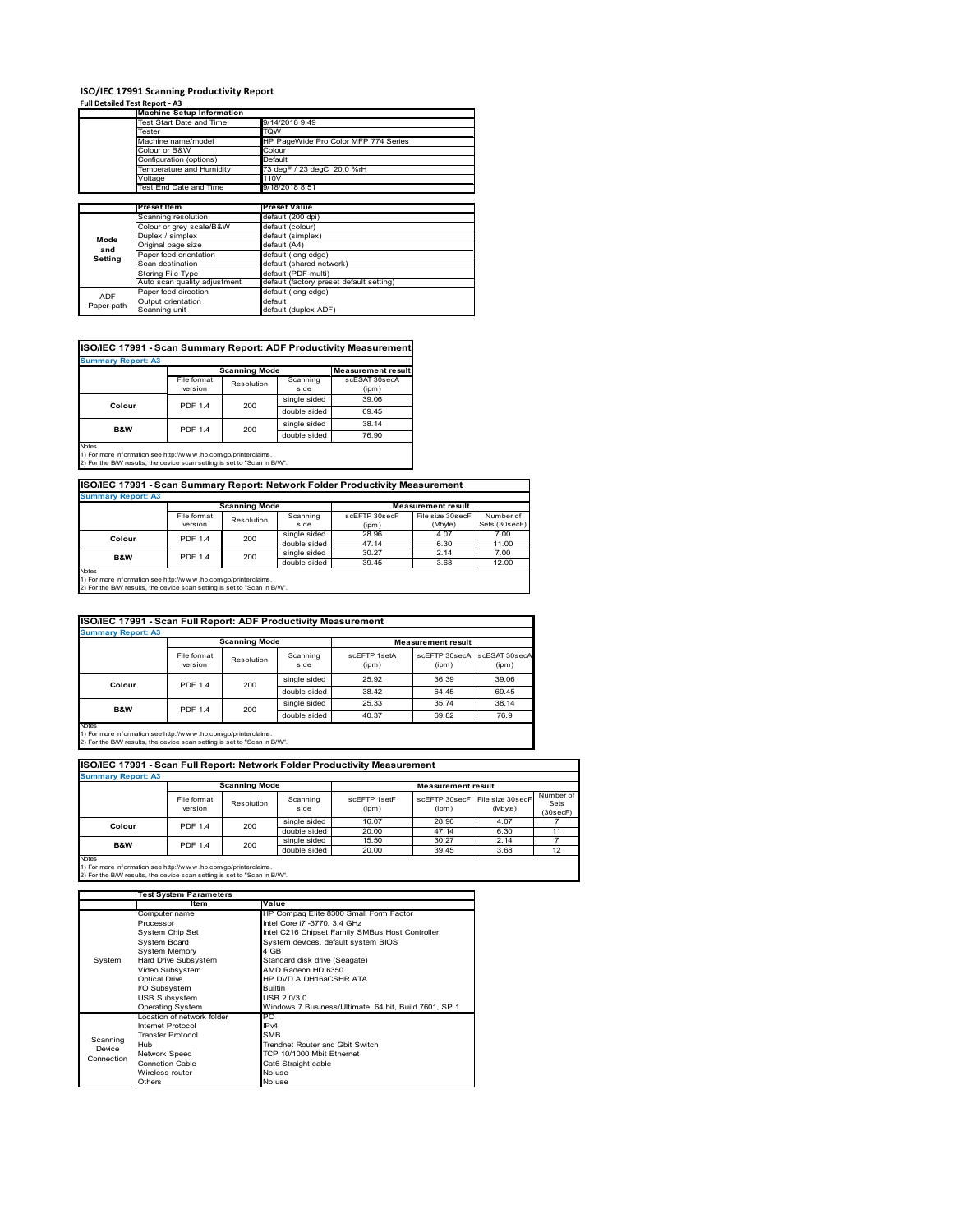# ISO/IEC 17991 Scanning Productivity Report

**Full Detailed Test Report - A3**

| | Machine Setup Information | |
|---|---|---|
| | Test Start Date and Time | 9/14/2018 9:49 |
| | Tester | TQW |
| | Machine name/model | HP PageWide Pro Color MFP 774 Series |
| | Colour or B&W | Colour |
| | Configuration (options) | Default |
| | Temperature and Humidity | 73 degF / 23 degC 20.0 %rH |
| | Voltage | 110V |
| | Test End Date and Time | 9/18/2018 8:51 |

| | Preset Item | Preset Value |
|---|---|---|
| Mode and Setting | Scanning resolution | default (200 dpi) |
| | Colour or grey scale/B&W | default (colour) |
| | Duplex / simplex | default (simplex) |
| | Original page size | default (A4) |
| | Paper feed orientation | default (long edge) |
| | Scan destination | default (shared network) |
| | Storing File Type | default (PDF-multi) |
| | Auto scan quality adjustment | default (factory preset default setting) |
| ADF Paper-path | Paper feed direction | default (long edge) |
| | Output orientation | default |
| | Scanning unit | default (duplex ADF) |

## ISO/IEC 17991 - Scan Summary Report: ADF Productivity Measurement

**Summary Report: A3**

| | Scanning Mode | | | Measurement result |
|---|---|---|---|---|
| | File format version | Resolution | Scanning side | scESAT 30secA (ipm) |
| Colour | PDF 1.4 | 200 | single sided | 39.06 |
| | | | double sided | 69.45 |
| B&W | PDF 1.4 | 200 | single sided | 38.14 |
| | | | double sided | 76.90 |

Notes
1) For more information see http://w w w .hp.com/go/printerclaims.
2) For the B/W results, the device scan setting is set to "Scan in B/W".

## ISO/IEC 17991 - Scan Summary Report: Network Folder Productivity Measurement

**Summary Report: A3**

| | Scanning Mode | | | Measurement result | | |
|---|---|---|---|---|---|---|
| | File format version | Resolution | Scanning side | scEFTP 30secF (ipm) | File size 30secF (Mbyte) | Number of Sets (30secF) |
| Colour | PDF 1.4 | 200 | single sided | 28.96 | 4.07 | 7.00 |
| | | | double sided | 47.14 | 6.30 | 11.00 |
| B&W | PDF 1.4 | 200 | single sided | 30.27 | 2.14 | 7.00 |
| | | | double sided | 39.45 | 3.68 | 12.00 |

Notes
1) For more information see http://w w w .hp.com/go/printerclaims.
2) For the B/W results, the device scan setting is set to "Scan in B/W".

## ISO/IEC 17991 - Scan Full Report: ADF Productivity Measurement

**Summary Report: A3**

| | Scanning Mode | | | Measurement result | | |
|---|---|---|---|---|---|---|
| | File format version | Resolution | Scanning side | scEFTP 1setA (ipm) | scEFTP 30secA (ipm) | scESAT 30secA (ipm) |
| Colour | PDF 1.4 | 200 | single sided | 25.92 | 36.39 | 39.06 |
| | | | double sided | 38.42 | 64.45 | 69.45 |
| B&W | PDF 1.4 | 200 | single sided | 25.33 | 35.74 | 38.14 |
| | | | double sided | 40.37 | 69.82 | 76.9 |

Notes
1) For more information see http://w w w .hp.com/go/printerclaims.
2) For the B/W results, the device scan setting is set to "Scan in B/W".

## ISO/IEC 17991 - Scan Full Report: Network Folder Productivity Measurement

**Summary Report: A3**

| | Scanning Mode | | | Measurement result | | | |
|---|---|---|---|---|---|---|---|
| | File format version | Resolution | Scanning side | scEFTP 1setF (ipm) | scEFTP 30secF (ipm) | File size 30secF (Mbyte) | Number of Sets (30secF) |
| Colour | PDF 1.4 | 200 | single sided | 16.07 | 28.96 | 4.07 | 7 |
| | | | double sided | 20.00 | 47.14 | 6.30 | 11 |
| B&W | PDF 1.4 | 200 | single sided | 15.50 | 30.27 | 2.14 | 7 |
| | | | double sided | 20.00 | 39.45 | 3.68 | 12 |

Notes
1) For more information see http://w w w .hp.com/go/printerclaims.
2) For the B/W results, the device scan setting is set to "Scan in B/W".

| | Test System Parameters | |
|---|---|---|
| | Item | Value |
| System | Computer name | HP Compaq Elite 8300 Small Form Factor |
| | Processor | Intel Core i7 -3770, 3.4 GHz |
| | System Chip Set | Intel C216 Chipset Family SMBus Host Controller |
| | System Board | System devices, default system BIOS |
| | System Memory | 4 GB |
| | Hard Drive Subsystem | Standard disk drive (Seagate) |
| | Video Subsystem | AMD Radeon HD 6350 |
| | Optical Drive | HP DVD A DH16aCSHR ATA |
| | I/O Subsystem | Builtin |
| | USB Subsystem | USB 2.0/3.0 |
| | Operating System | Windows 7 Business/Ultimate, 64 bit, Build 7601, SP 1 |
| Scanning Device Connection | Location of network folder | PC |
| | Internet Protocol | IPv4 |
| | Transfer Protocol | SMB |
| | Hub | Trendnet Router and Gbit Switch |
| | Network Speed | TCP 10/1000 Mbit Ethernet |
| | Connetion Cable | Cat6 Straight cable |
| | Wireless router | No use |
| | Others | No use |